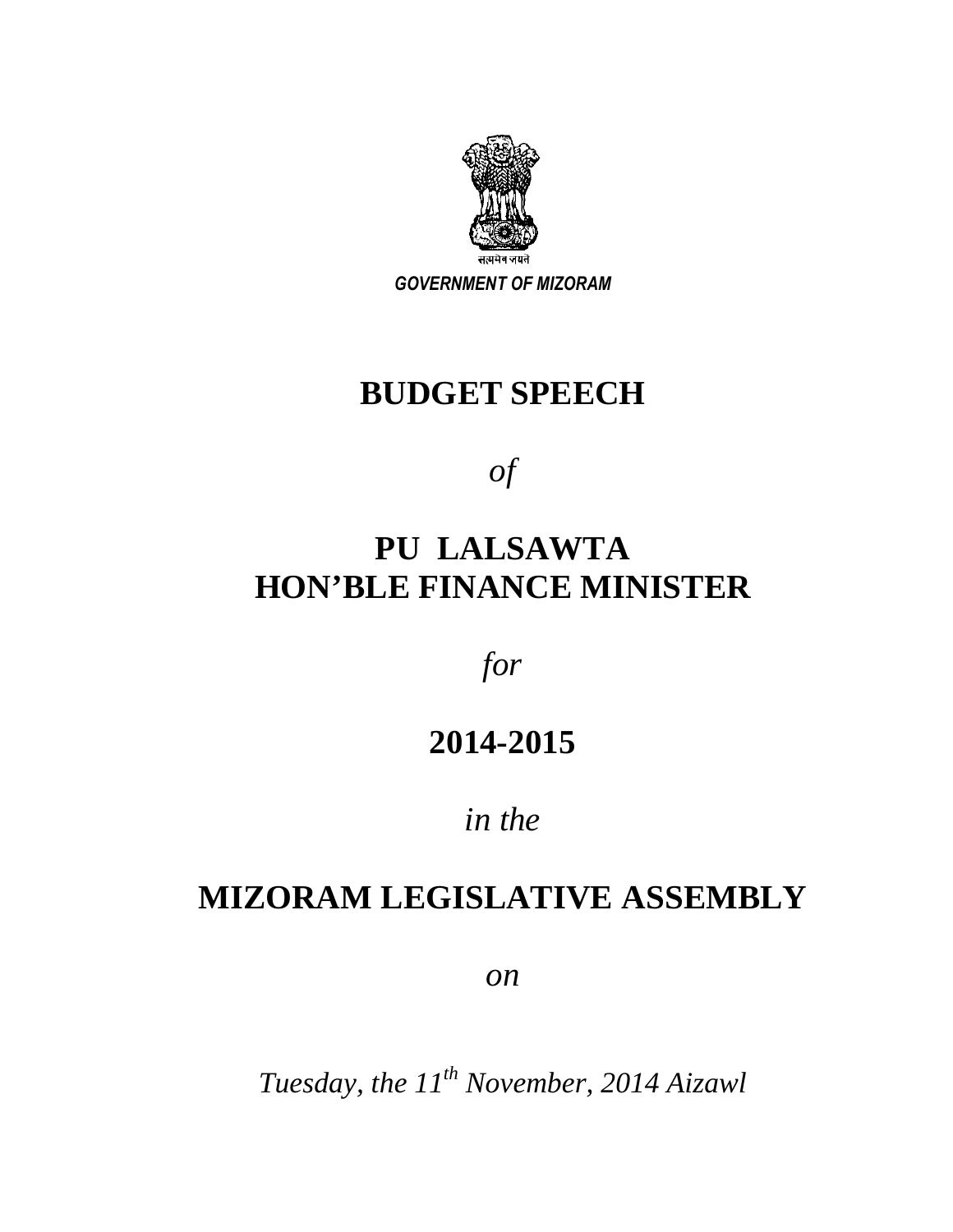सत्यमेव जयते

*GOVERNMENT OF MIZORAM*

# BUDGET SPEECH

*of*

# PU LALSAWTA
# HON'BLE FINANCE MINISTER

*for*

# 2014-2015

*in the*

# MIZORAM LEGISLATIVE ASSEMBLY

*on*

*Tuesday, the 11th November, 2014 Aizawl*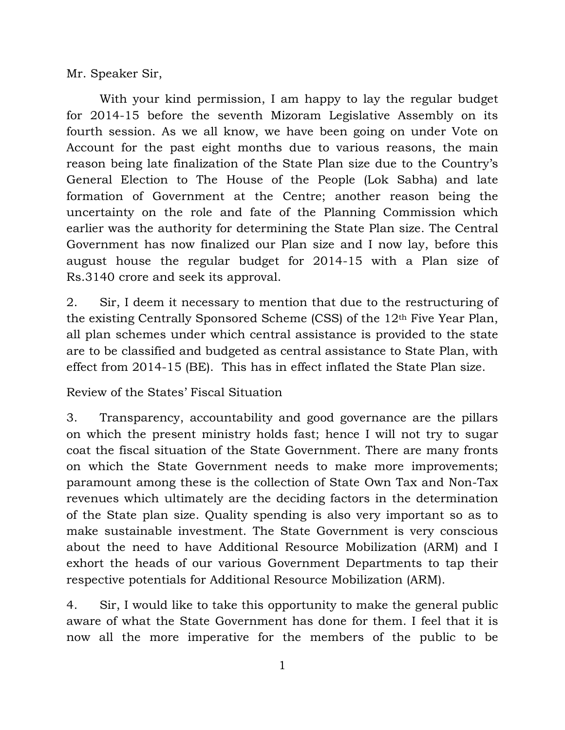Mr. Speaker Sir,

With your kind permission, I am happy to lay the regular budget for 2014-15 before the seventh Mizoram Legislative Assembly on its fourth session. As we all know, we have been going on under Vote on Account for the past eight months due to various reasons, the main reason being late finalization of the State Plan size due to the Country's General Election to The House of the People (Lok Sabha) and late formation of Government at the Centre; another reason being the uncertainty on the role and fate of the Planning Commission which earlier was the authority for determining the State Plan size. The Central Government has now finalized our Plan size and I now lay, before this august house the regular budget for 2014-15 with a Plan size of Rs.3140 crore and seek its approval.

2. Sir, I deem it necessary to mention that due to the restructuring of the existing Centrally Sponsored Scheme (CSS) of the 12th Five Year Plan, all plan schemes under which central assistance is provided to the state are to be classified and budgeted as central assistance to State Plan, with effect from 2014-15 (BE). This has in effect inflated the State Plan size.

## Review of the States' Fiscal Situation

3. Transparency, accountability and good governance are the pillars on which the present ministry holds fast; hence I will not try to sugar coat the fiscal situation of the State Government. There are many fronts on which the State Government needs to make more improvements; paramount among these is the collection of State Own Tax and Non-Tax revenues which ultimately are the deciding factors in the determination of the State plan size. Quality spending is also very important so as to make sustainable investment. The State Government is very conscious about the need to have Additional Resource Mobilization (ARM) and I exhort the heads of our various Government Departments to tap their respective potentials for Additional Resource Mobilization (ARM).

4. Sir, I would like to take this opportunity to make the general public aware of what the State Government has done for them. I feel that it is now all the more imperative for the members of the public to be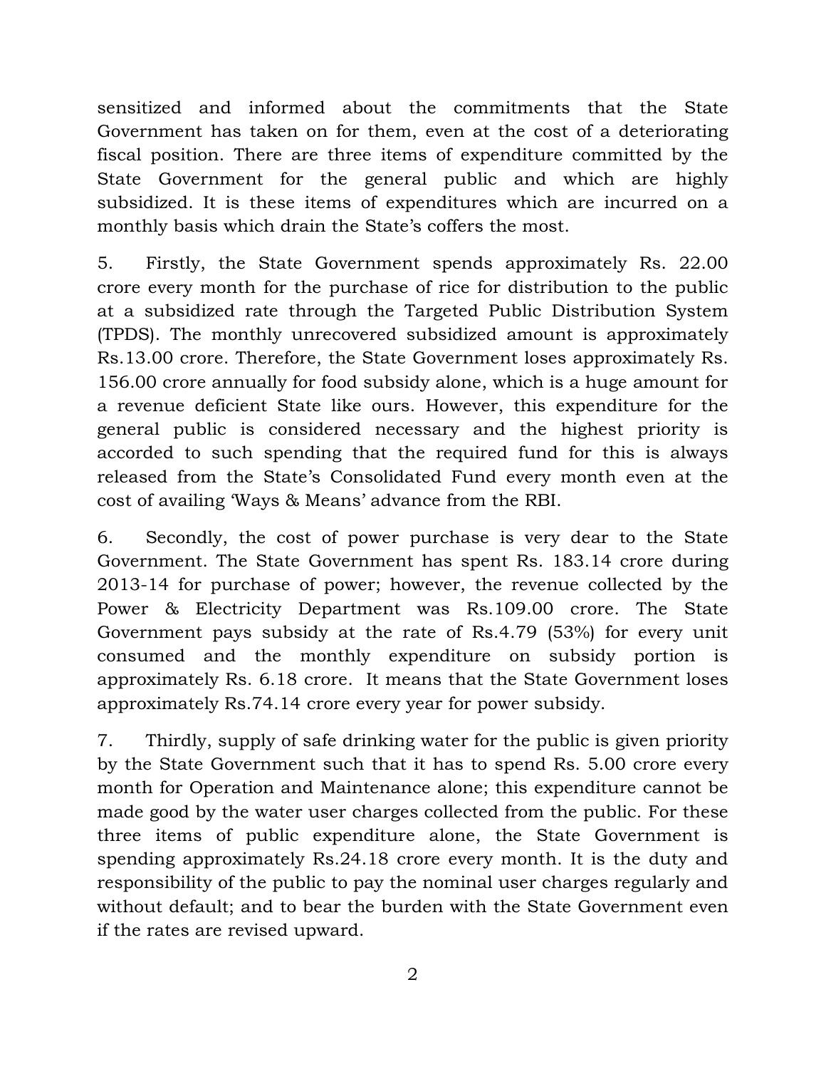sensitized and informed about the commitments that the State Government has taken on for them, even at the cost of a deteriorating fiscal position. There are three items of expenditure committed by the State Government for the general public and which are highly subsidized. It is these items of expenditures which are incurred on a monthly basis which drain the State's coffers the most.

5. Firstly, the State Government spends approximately Rs. 22.00 crore every month for the purchase of rice for distribution to the public at a subsidized rate through the Targeted Public Distribution System (TPDS). The monthly unrecovered subsidized amount is approximately Rs.13.00 crore. Therefore, the State Government loses approximately Rs. 156.00 crore annually for food subsidy alone, which is a huge amount for a revenue deficient State like ours. However, this expenditure for the general public is considered necessary and the highest priority is accorded to such spending that the required fund for this is always released from the State's Consolidated Fund every month even at the cost of availing 'Ways & Means' advance from the RBI.

6. Secondly, the cost of power purchase is very dear to the State Government. The State Government has spent Rs. 183.14 crore during 2013-14 for purchase of power; however, the revenue collected by the Power & Electricity Department was Rs.109.00 crore. The State Government pays subsidy at the rate of Rs.4.79 (53%) for every unit consumed and the monthly expenditure on subsidy portion is approximately Rs. 6.18 crore. It means that the State Government loses approximately Rs.74.14 crore every year for power subsidy.

7. Thirdly, supply of safe drinking water for the public is given priority by the State Government such that it has to spend Rs. 5.00 crore every month for Operation and Maintenance alone; this expenditure cannot be made good by the water user charges collected from the public. For these three items of public expenditure alone, the State Government is spending approximately Rs.24.18 crore every month. It is the duty and responsibility of the public to pay the nominal user charges regularly and without default; and to bear the burden with the State Government even if the rates are revised upward.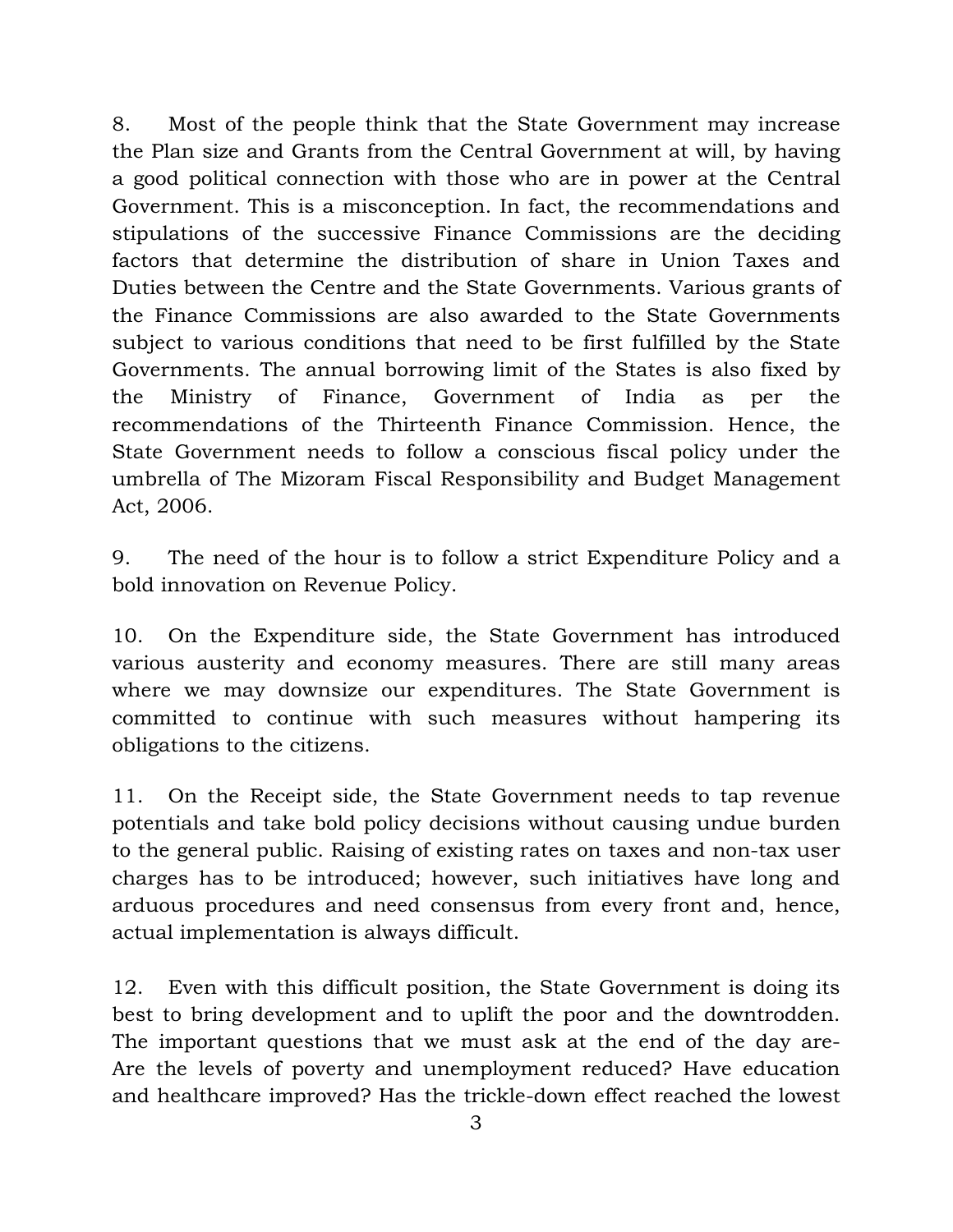8. Most of the people think that the State Government may increase the Plan size and Grants from the Central Government at will, by having a good political connection with those who are in power at the Central Government. This is a misconception. In fact, the recommendations and stipulations of the successive Finance Commissions are the deciding factors that determine the distribution of share in Union Taxes and Duties between the Centre and the State Governments. Various grants of the Finance Commissions are also awarded to the State Governments subject to various conditions that need to be first fulfilled by the State Governments. The annual borrowing limit of the States is also fixed by the Ministry of Finance, Government of India as per the recommendations of the Thirteenth Finance Commission. Hence, the State Government needs to follow a conscious fiscal policy under the umbrella of The Mizoram Fiscal Responsibility and Budget Management Act, 2006.

9. The need of the hour is to follow a strict Expenditure Policy and a bold innovation on Revenue Policy.

10. On the Expenditure side, the State Government has introduced various austerity and economy measures. There are still many areas where we may downsize our expenditures. The State Government is committed to continue with such measures without hampering its obligations to the citizens.

11. On the Receipt side, the State Government needs to tap revenue potentials and take bold policy decisions without causing undue burden to the general public. Raising of existing rates on taxes and non-tax user charges has to be introduced; however, such initiatives have long and arduous procedures and need consensus from every front and, hence, actual implementation is always difficult.

12. Even with this difficult position, the State Government is doing its best to bring development and to uplift the poor and the downtrodden. The important questions that we must ask at the end of the day are- Are the levels of poverty and unemployment reduced? Have education and healthcare improved? Has the trickle-down effect reached the lowest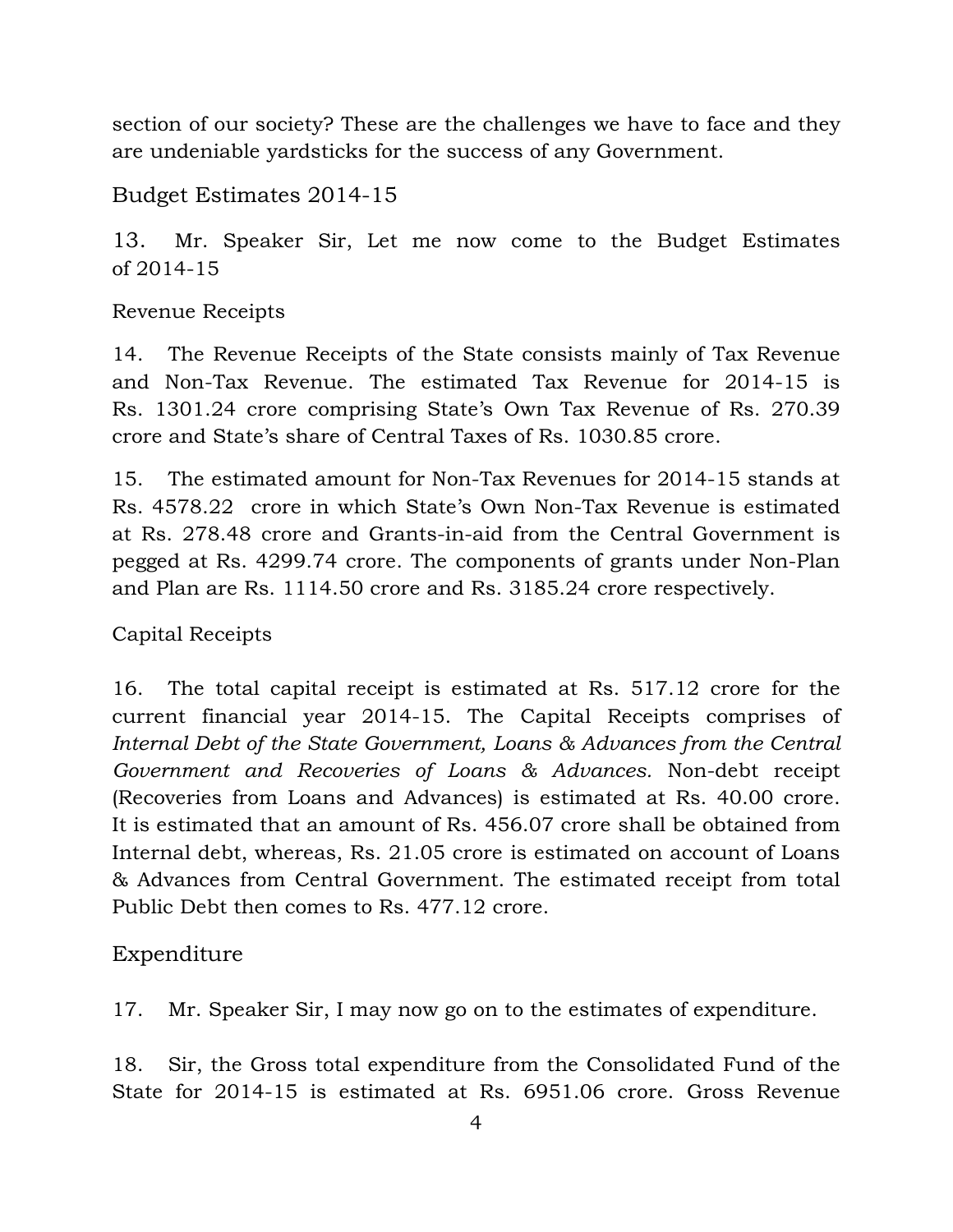section of our society? These are the challenges we have to face and they are undeniable yardsticks for the success of any Government.

## Budget Estimates 2014-15

13. Mr. Speaker Sir, Let me now come to the Budget Estimates of 2014-15

### Revenue Receipts

14. The Revenue Receipts of the State consists mainly of Tax Revenue and Non-Tax Revenue. The estimated Tax Revenue for 2014-15 is Rs. 1301.24 crore comprising State's Own Tax Revenue of Rs. 270.39 crore and State's share of Central Taxes of Rs. 1030.85 crore.

15. The estimated amount for Non-Tax Revenues for 2014-15 stands at Rs. 4578.22 crore in which State's Own Non-Tax Revenue is estimated at Rs. 278.48 crore and Grants-in-aid from the Central Government is pegged at Rs. 4299.74 crore. The components of grants under Non-Plan and Plan are Rs. 1114.50 crore and Rs. 3185.24 crore respectively.

### Capital Receipts

16. The total capital receipt is estimated at Rs. 517.12 crore for the current financial year 2014-15. The Capital Receipts comprises of *Internal Debt of the State Government, Loans & Advances from the Central Government and Recoveries of Loans & Advances.* Non-debt receipt (Recoveries from Loans and Advances) is estimated at Rs. 40.00 crore. It is estimated that an amount of Rs. 456.07 crore shall be obtained from Internal debt, whereas, Rs. 21.05 crore is estimated on account of Loans & Advances from Central Government. The estimated receipt from total Public Debt then comes to Rs. 477.12 crore.

## Expenditure

17. Mr. Speaker Sir, I may now go on to the estimates of expenditure.

18. Sir, the Gross total expenditure from the Consolidated Fund of the State for 2014-15 is estimated at Rs. 6951.06 crore. Gross Revenue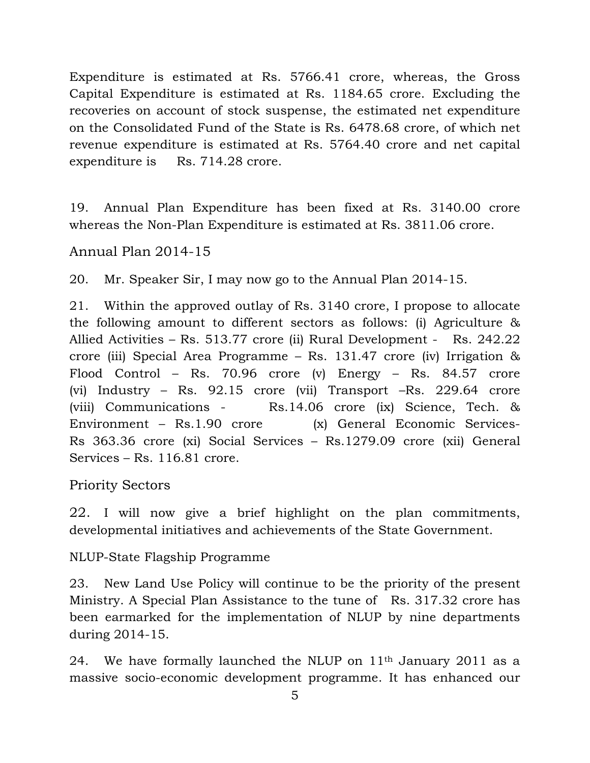Expenditure is estimated at Rs. 5766.41 crore, whereas, the Gross Capital Expenditure is estimated at Rs. 1184.65 crore. Excluding the recoveries on account of stock suspense, the estimated net expenditure on the Consolidated Fund of the State is Rs. 6478.68 crore, of which net revenue expenditure is estimated at Rs. 5764.40 crore and net capital expenditure is Rs. 714.28 crore.

19. Annual Plan Expenditure has been fixed at Rs. 3140.00 crore whereas the Non-Plan Expenditure is estimated at Rs. 3811.06 crore.

## Annual Plan 2014-15

20. Mr. Speaker Sir, I may now go to the Annual Plan 2014-15.

21. Within the approved outlay of Rs. 3140 crore, I propose to allocate the following amount to different sectors as follows: (i) Agriculture & Allied Activities – Rs. 513.77 crore (ii) Rural Development - Rs. 242.22 crore (iii) Special Area Programme – Rs. 131.47 crore (iv) Irrigation & Flood Control – Rs. 70.96 crore (v) Energy – Rs. 84.57 crore (vi) Industry – Rs. 92.15 crore (vii) Transport –Rs. 229.64 crore (viii) Communications - Rs.14.06 crore (ix) Science, Tech. & Environment – Rs.1.90 crore (x) General Economic Services- Rs 363.36 crore (xi) Social Services – Rs.1279.09 crore (xii) General Services – Rs. 116.81 crore.

## Priority Sectors

22. I will now give a brief highlight on the plan commitments, developmental initiatives and achievements of the State Government.

### NLUP-State Flagship Programme

23. New Land Use Policy will continue to be the priority of the present Ministry. A Special Plan Assistance to the tune of Rs. 317.32 crore has been earmarked for the implementation of NLUP by nine departments during 2014-15.

24. We have formally launched the NLUP on 11th January 2011 as a massive socio-economic development programme. It has enhanced our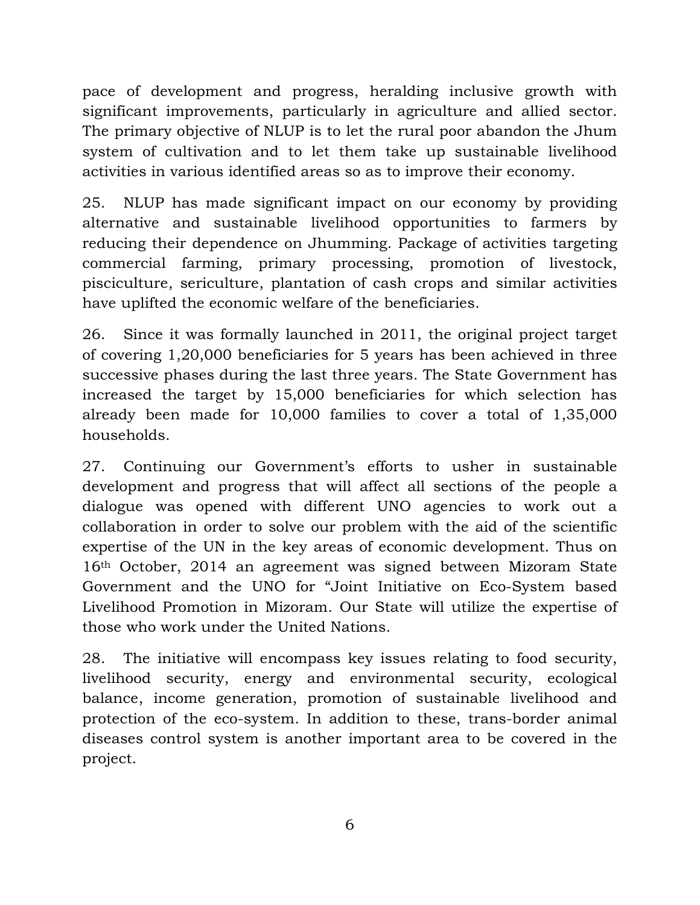pace of development and progress, heralding inclusive growth with significant improvements, particularly in agriculture and allied sector. The primary objective of NLUP is to let the rural poor abandon the Jhum system of cultivation and to let them take up sustainable livelihood activities in various identified areas so as to improve their economy.

25. NLUP has made significant impact on our economy by providing alternative and sustainable livelihood opportunities to farmers by reducing their dependence on Jhumming. Package of activities targeting commercial farming, primary processing, promotion of livestock, pisciculture, sericulture, plantation of cash crops and similar activities have uplifted the economic welfare of the beneficiaries.

26. Since it was formally launched in 2011, the original project target of covering 1,20,000 beneficiaries for 5 years has been achieved in three successive phases during the last three years. The State Government has increased the target by 15,000 beneficiaries for which selection has already been made for 10,000 families to cover a total of 1,35,000 households.

27. Continuing our Government's efforts to usher in sustainable development and progress that will affect all sections of the people a dialogue was opened with different UNO agencies to work out a collaboration in order to solve our problem with the aid of the scientific expertise of the UN in the key areas of economic development. Thus on 16th October, 2014 an agreement was signed between Mizoram State Government and the UNO for "Joint Initiative on Eco-System based Livelihood Promotion in Mizoram. Our State will utilize the expertise of those who work under the United Nations.

28. The initiative will encompass key issues relating to food security, livelihood security, energy and environmental security, ecological balance, income generation, promotion of sustainable livelihood and protection of the eco-system. In addition to these, trans-border animal diseases control system is another important area to be covered in the project.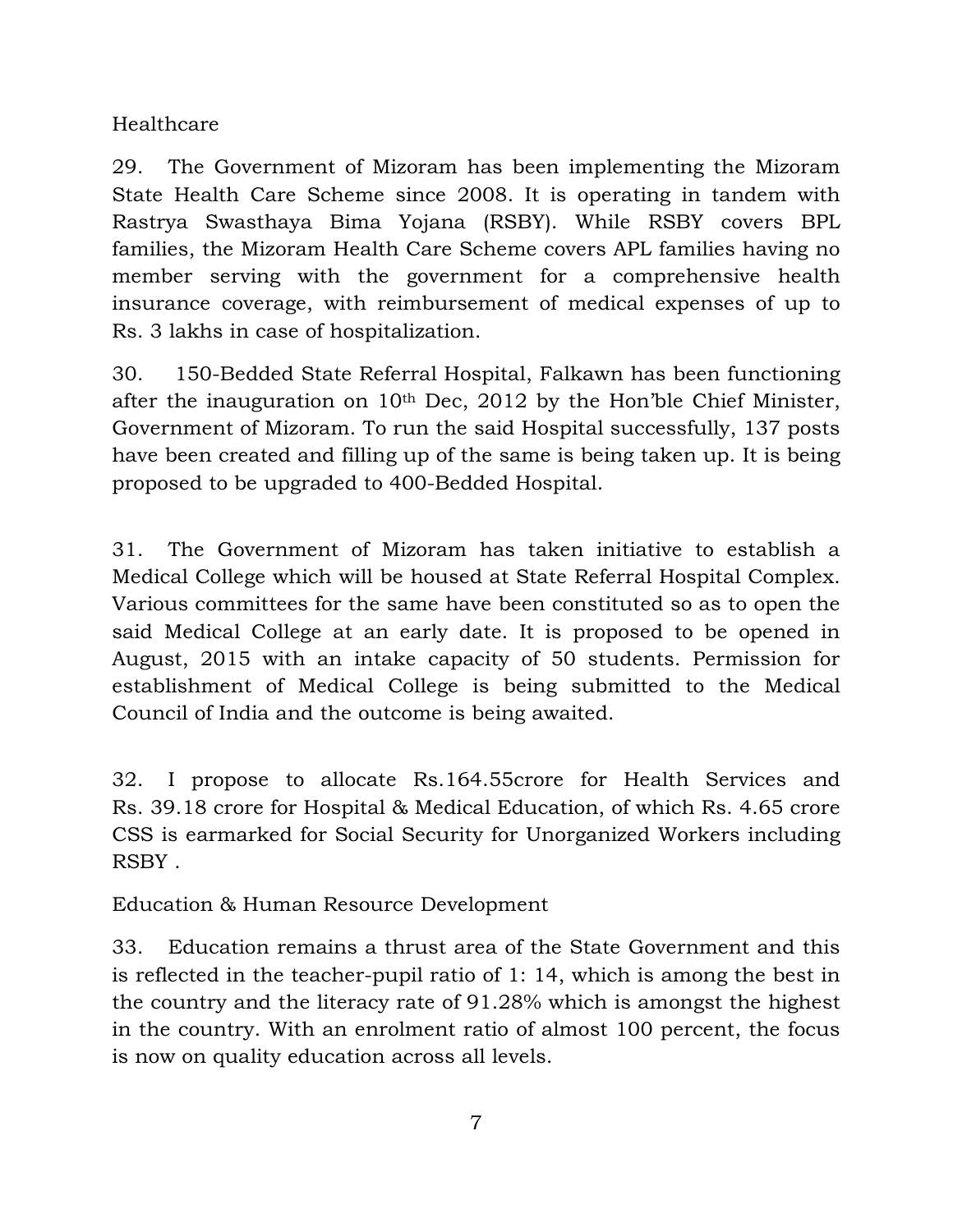## Healthcare

29. The Government of Mizoram has been implementing the Mizoram State Health Care Scheme since 2008. It is operating in tandem with Rastrya Swasthaya Bima Yojana (RSBY). While RSBY covers BPL families, the Mizoram Health Care Scheme covers APL families having no member serving with the government for a comprehensive health insurance coverage, with reimbursement of medical expenses of up to Rs. 3 lakhs in case of hospitalization.

30. 150-Bedded State Referral Hospital, Falkawn has been functioning after the inauguration on 10th Dec, 2012 by the Hon'ble Chief Minister, Government of Mizoram. To run the said Hospital successfully, 137 posts have been created and filling up of the same is being taken up. It is being proposed to be upgraded to 400-Bedded Hospital.

31. The Government of Mizoram has taken initiative to establish a Medical College which will be housed at State Referral Hospital Complex. Various committees for the same have been constituted so as to open the said Medical College at an early date. It is proposed to be opened in August, 2015 with an intake capacity of 50 students. Permission for establishment of Medical College is being submitted to the Medical Council of India and the outcome is being awaited.

32. I propose to allocate Rs.164.55crore for Health Services and Rs. 39.18 crore for Hospital & Medical Education, of which Rs. 4.65 crore CSS is earmarked for Social Security for Unorganized Workers including RSBY .

## Education & Human Resource Development

33. Education remains a thrust area of the State Government and this is reflected in the teacher-pupil ratio of 1: 14, which is among the best in the country and the literacy rate of 91.28% which is amongst the highest in the country. With an enrolment ratio of almost 100 percent, the focus is now on quality education across all levels.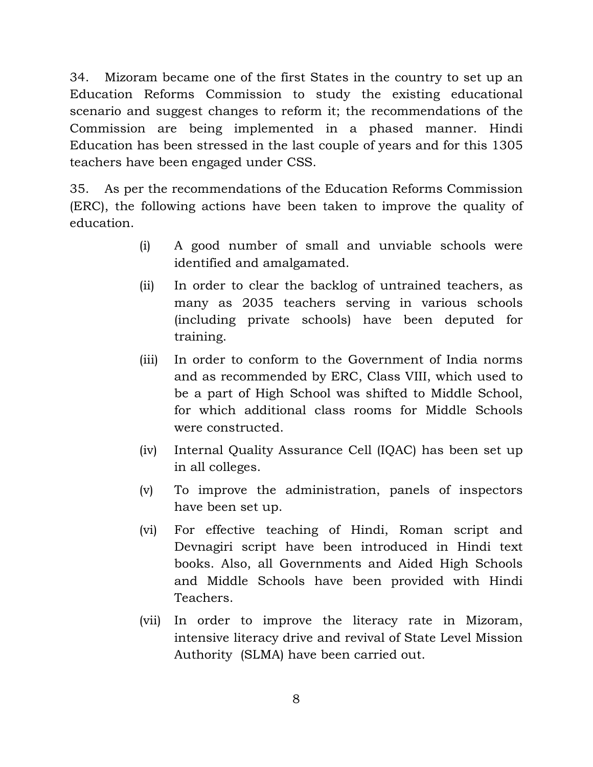34. Mizoram became one of the first States in the country to set up an Education Reforms Commission to study the existing educational scenario and suggest changes to reform it; the recommendations of the Commission are being implemented in a phased manner. Hindi Education has been stressed in the last couple of years and for this 1305 teachers have been engaged under CSS.

35. As per the recommendations of the Education Reforms Commission (ERC), the following actions have been taken to improve the quality of education.

(i) A good number of small and unviable schools were identified and amalgamated.

(ii) In order to clear the backlog of untrained teachers, as many as 2035 teachers serving in various schools (including private schools) have been deputed for training.

(iii) In order to conform to the Government of India norms and as recommended by ERC, Class VIII, which used to be a part of High School was shifted to Middle School, for which additional class rooms for Middle Schools were constructed.

(iv) Internal Quality Assurance Cell (IQAC) has been set up in all colleges.

(v) To improve the administration, panels of inspectors have been set up.

(vi) For effective teaching of Hindi, Roman script and Devnagiri script have been introduced in Hindi text books. Also, all Governments and Aided High Schools and Middle Schools have been provided with Hindi Teachers.

(vii) In order to improve the literacy rate in Mizoram, intensive literacy drive and revival of State Level Mission Authority (SLMA) have been carried out.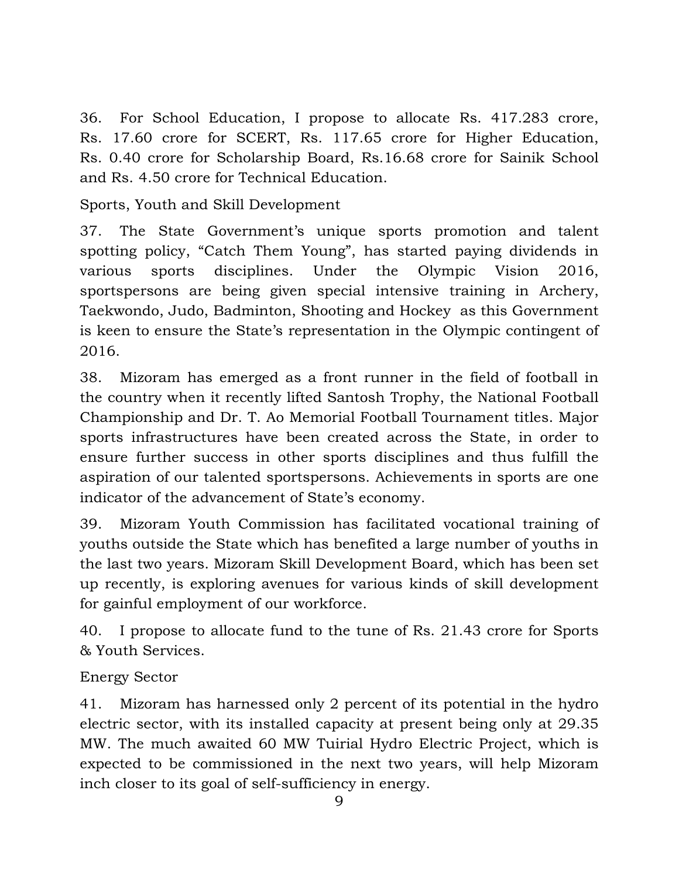36. For School Education, I propose to allocate Rs. 417.283 crore, Rs. 17.60 crore for SCERT, Rs. 117.65 crore for Higher Education, Rs. 0.40 crore for Scholarship Board, Rs.16.68 crore for Sainik School and Rs. 4.50 crore for Technical Education.

Sports, Youth and Skill Development

37. The State Government's unique sports promotion and talent spotting policy, "Catch Them Young", has started paying dividends in various sports disciplines. Under the Olympic Vision 2016, sportspersons are being given special intensive training in Archery, Taekwondo, Judo, Badminton, Shooting and Hockey as this Government is keen to ensure the State's representation in the Olympic contingent of 2016.

38. Mizoram has emerged as a front runner in the field of football in the country when it recently lifted Santosh Trophy, the National Football Championship and Dr. T. Ao Memorial Football Tournament titles. Major sports infrastructures have been created across the State, in order to ensure further success in other sports disciplines and thus fulfill the aspiration of our talented sportspersons. Achievements in sports are one indicator of the advancement of State's economy.

39. Mizoram Youth Commission has facilitated vocational training of youths outside the State which has benefited a large number of youths in the last two years. Mizoram Skill Development Board, which has been set up recently, is exploring avenues for various kinds of skill development for gainful employment of our workforce.

40. I propose to allocate fund to the tune of Rs. 21.43 crore for Sports & Youth Services.

Energy Sector

41. Mizoram has harnessed only 2 percent of its potential in the hydro electric sector, with its installed capacity at present being only at 29.35 MW. The much awaited 60 MW Tuirial Hydro Electric Project, which is expected to be commissioned in the next two years, will help Mizoram inch closer to its goal of self-sufficiency in energy.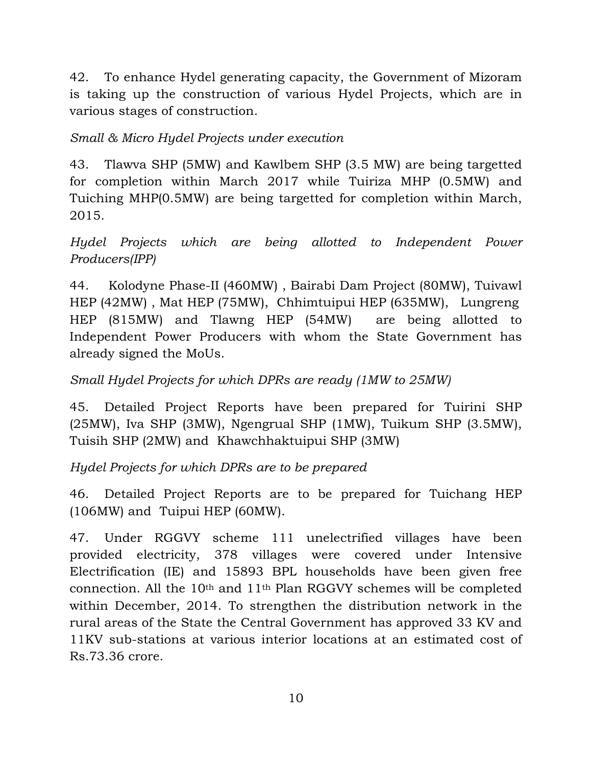42. To enhance Hydel generating capacity, the Government of Mizoram is taking up the construction of various Hydel Projects, which are in various stages of construction.

*Small & Micro Hydel Projects under execution*

43. Tlawva SHP (5MW) and Kawlbem SHP (3.5 MW) are being targetted for completion within March 2017 while Tuiriza MHP (0.5MW) and Tuiching MHP(0.5MW) are being targetted for completion within March, 2015.

*Hydel Projects which are being allotted to Independent Power Producers(IPP)*

44. Kolodyne Phase-II (460MW) , Bairabi Dam Project (80MW), Tuivawl HEP (42MW) , Mat HEP (75MW), Chhimtuipui HEP (635MW), Lungreng HEP (815MW) and Tlawng HEP (54MW) are being allotted to Independent Power Producers with whom the State Government has already signed the MoUs.

*Small Hydel Projects for which DPRs are ready (1MW to 25MW)*

45. Detailed Project Reports have been prepared for Tuirini SHP (25MW), Iva SHP (3MW), Ngengrual SHP (1MW), Tuikum SHP (3.5MW), Tuisih SHP (2MW) and Khawchhaktuipui SHP (3MW)

*Hydel Projects for which DPRs are to be prepared*

46. Detailed Project Reports are to be prepared for Tuichang HEP (106MW) and Tuipui HEP (60MW).

47. Under RGGVY scheme 111 unelectrified villages have been provided electricity, 378 villages were covered under Intensive Electrification (IE) and 15893 BPL households have been given free connection. All the 10th and 11th Plan RGGVY schemes will be completed within December, 2014. To strengthen the distribution network in the rural areas of the State the Central Government has approved 33 KV and 11KV sub-stations at various interior locations at an estimated cost of Rs.73.36 crore.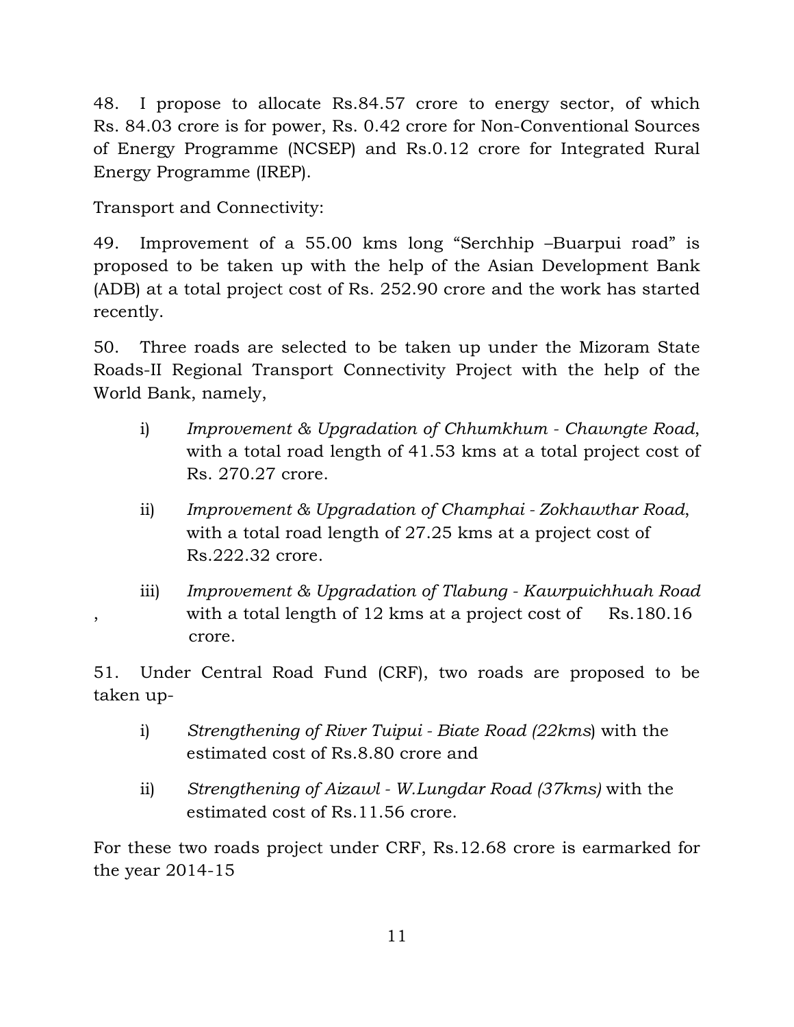48. I propose to allocate Rs.84.57 crore to energy sector, of which Rs. 84.03 crore is for power, Rs. 0.42 crore for Non-Conventional Sources of Energy Programme (NCSEP) and Rs.0.12 crore for Integrated Rural Energy Programme (IREP).

Transport and Connectivity:

49. Improvement of a 55.00 kms long "Serchhip –Buarpui road" is proposed to be taken up with the help of the Asian Development Bank (ADB) at a total project cost of Rs. 252.90 crore and the work has started recently.

50. Three roads are selected to be taken up under the Mizoram State Roads-II Regional Transport Connectivity Project with the help of the World Bank, namely,

i) *Improvement & Upgradation of Chhumkhum - Chawngte Road*, with a total road length of 41.53 kms at a total project cost of Rs. 270.27 crore.

ii) *Improvement & Upgradation of Champhai - Zokhawthar Road*, with a total road length of 27.25 kms at a project cost of Rs.222.32 crore.

iii) *Improvement & Upgradation of Tlabung - Kawrpuichhuah Road*, with a total length of 12 kms at a project cost of Rs.180.16 crore.

51. Under Central Road Fund (CRF), two roads are proposed to be taken up-

i) *Strengthening of River Tuipui - Biate Road (22kms*) with the estimated cost of Rs.8.80 crore and

ii) *Strengthening of Aizawl - W.Lungdar Road (37kms)* with the estimated cost of Rs.11.56 crore.

For these two roads project under CRF, Rs.12.68 crore is earmarked for the year 2014-15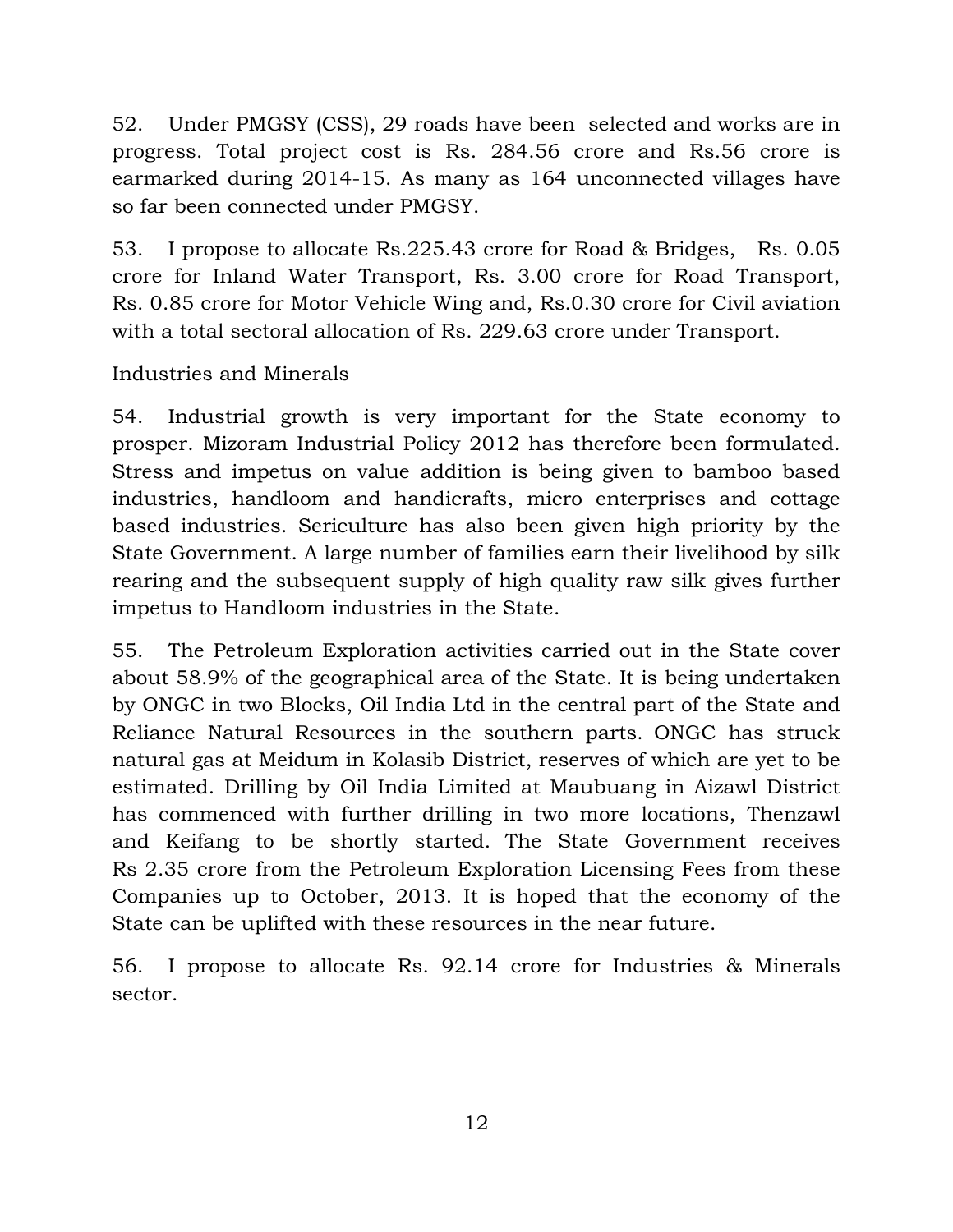52. Under PMGSY (CSS), 29 roads have been selected and works are in progress. Total project cost is Rs. 284.56 crore and Rs.56 crore is earmarked during 2014-15. As many as 164 unconnected villages have so far been connected under PMGSY.

53. I propose to allocate Rs.225.43 crore for Road & Bridges, Rs. 0.05 crore for Inland Water Transport, Rs. 3.00 crore for Road Transport, Rs. 0.85 crore for Motor Vehicle Wing and, Rs.0.30 crore for Civil aviation with a total sectoral allocation of Rs. 229.63 crore under Transport.

Industries and Minerals

54. Industrial growth is very important for the State economy to prosper. Mizoram Industrial Policy 2012 has therefore been formulated. Stress and impetus on value addition is being given to bamboo based industries, handloom and handicrafts, micro enterprises and cottage based industries. Sericulture has also been given high priority by the State Government. A large number of families earn their livelihood by silk rearing and the subsequent supply of high quality raw silk gives further impetus to Handloom industries in the State.

55. The Petroleum Exploration activities carried out in the State cover about 58.9% of the geographical area of the State. It is being undertaken by ONGC in two Blocks, Oil India Ltd in the central part of the State and Reliance Natural Resources in the southern parts. ONGC has struck natural gas at Meidum in Kolasib District, reserves of which are yet to be estimated. Drilling by Oil India Limited at Maubuang in Aizawl District has commenced with further drilling in two more locations, Thenzawl and Keifang to be shortly started. The State Government receives Rs 2.35 crore from the Petroleum Exploration Licensing Fees from these Companies up to October, 2013. It is hoped that the economy of the State can be uplifted with these resources in the near future.

56. I propose to allocate Rs. 92.14 crore for Industries & Minerals sector.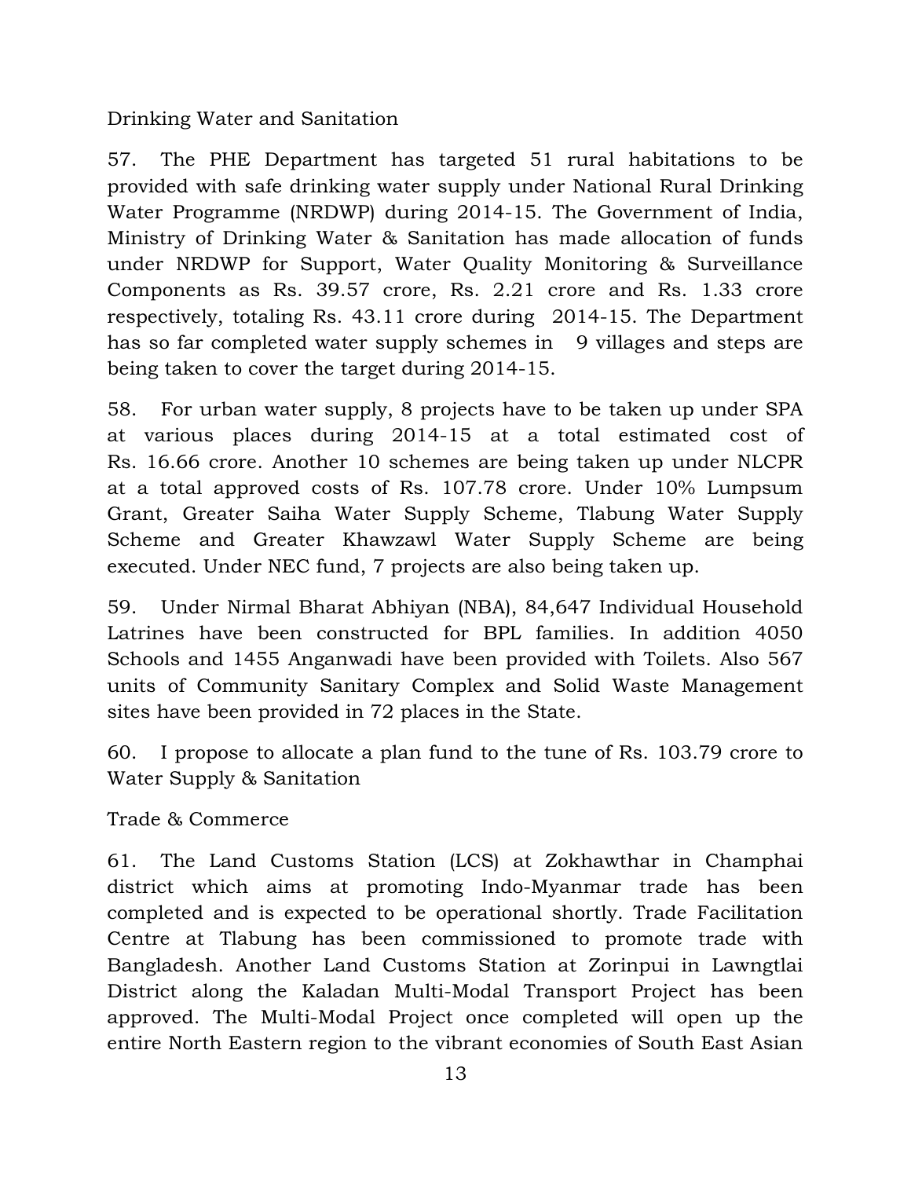## Drinking Water and Sanitation

57. The PHE Department has targeted 51 rural habitations to be provided with safe drinking water supply under National Rural Drinking Water Programme (NRDWP) during 2014-15. The Government of India, Ministry of Drinking Water & Sanitation has made allocation of funds under NRDWP for Support, Water Quality Monitoring & Surveillance Components as Rs. 39.57 crore, Rs. 2.21 crore and Rs. 1.33 crore respectively, totaling Rs. 43.11 crore during 2014-15. The Department has so far completed water supply schemes in 9 villages and steps are being taken to cover the target during 2014-15.

58. For urban water supply, 8 projects have to be taken up under SPA at various places during 2014-15 at a total estimated cost of Rs. 16.66 crore. Another 10 schemes are being taken up under NLCPR at a total approved costs of Rs. 107.78 crore. Under 10% Lumpsum Grant, Greater Saiha Water Supply Scheme, Tlabung Water Supply Scheme and Greater Khawzawl Water Supply Scheme are being executed. Under NEC fund, 7 projects are also being taken up.

59. Under Nirmal Bharat Abhiyan (NBA), 84,647 Individual Household Latrines have been constructed for BPL families. In addition 4050 Schools and 1455 Anganwadi have been provided with Toilets. Also 567 units of Community Sanitary Complex and Solid Waste Management sites have been provided in 72 places in the State.

60. I propose to allocate a plan fund to the tune of Rs. 103.79 crore to Water Supply & Sanitation

## Trade & Commerce

61. The Land Customs Station (LCS) at Zokhawthar in Champhai district which aims at promoting Indo-Myanmar trade has been completed and is expected to be operational shortly. Trade Facilitation Centre at Tlabung has been commissioned to promote trade with Bangladesh. Another Land Customs Station at Zorinpui in Lawngtlai District along the Kaladan Multi-Modal Transport Project has been approved. The Multi-Modal Project once completed will open up the entire North Eastern region to the vibrant economies of South East Asian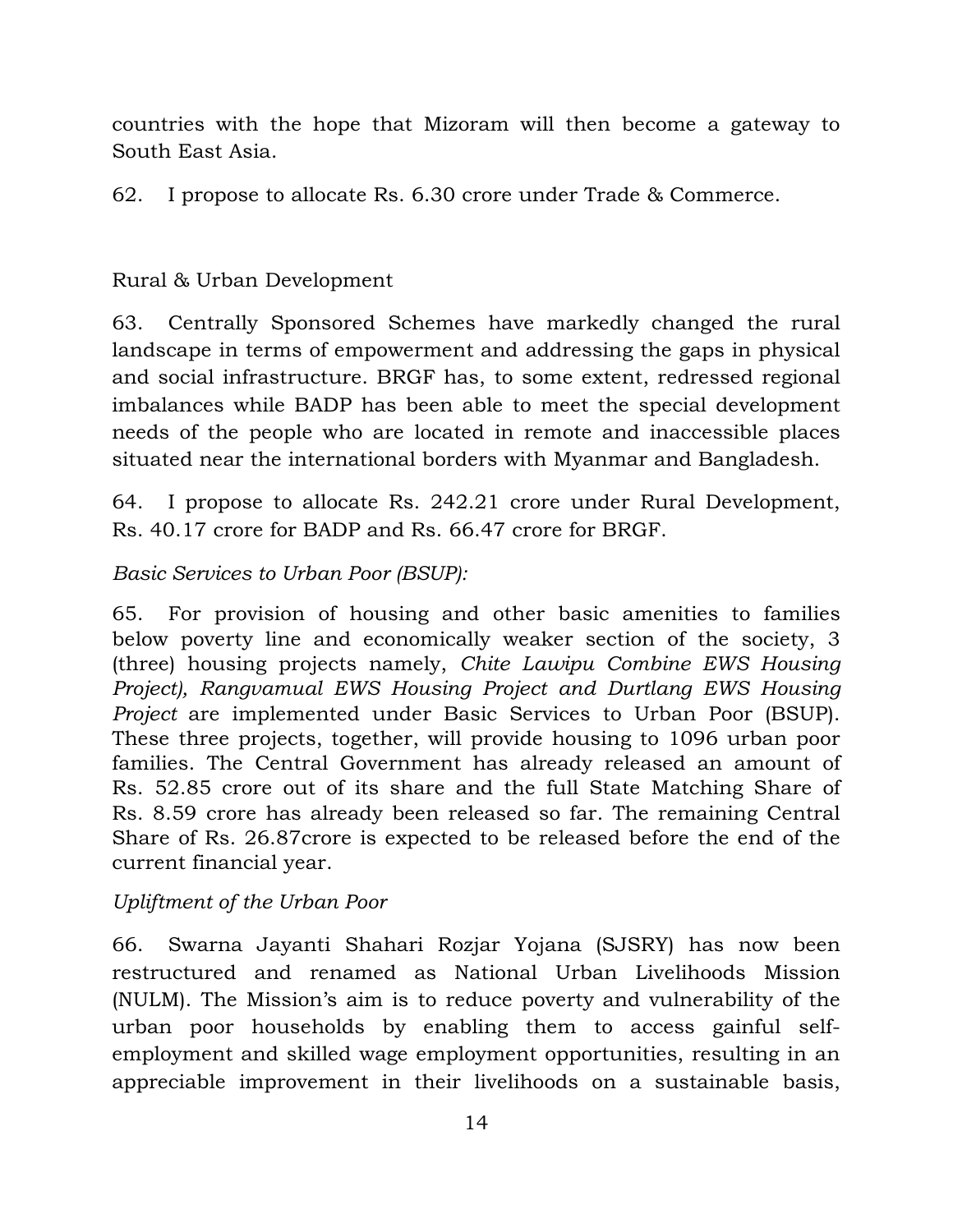countries with the hope that Mizoram will then become a gateway to South East Asia.

62. I propose to allocate Rs. 6.30 crore under Trade & Commerce.

## Rural & Urban Development

63. Centrally Sponsored Schemes have markedly changed the rural landscape in terms of empowerment and addressing the gaps in physical and social infrastructure. BRGF has, to some extent, redressed regional imbalances while BADP has been able to meet the special development needs of the people who are located in remote and inaccessible places situated near the international borders with Myanmar and Bangladesh.

64. I propose to allocate Rs. 242.21 crore under Rural Development, Rs. 40.17 crore for BADP and Rs. 66.47 crore for BRGF.

*Basic Services to Urban Poor (BSUP):*

65. For provision of housing and other basic amenities to families below poverty line and economically weaker section of the society, 3 (three) housing projects namely, *Chite Lawipu Combine EWS Housing Project), Rangvamual EWS Housing Project and Durtlang EWS Housing Project* are implemented under Basic Services to Urban Poor (BSUP). These three projects, together, will provide housing to 1096 urban poor families. The Central Government has already released an amount of Rs. 52.85 crore out of its share and the full State Matching Share of Rs. 8.59 crore has already been released so far. The remaining Central Share of Rs. 26.87crore is expected to be released before the end of the current financial year.

*Upliftment of the Urban Poor*

66. Swarna Jayanti Shahari Rozjar Yojana (SJSRY) has now been restructured and renamed as National Urban Livelihoods Mission (NULM). The Mission's aim is to reduce poverty and vulnerability of the urban poor households by enabling them to access gainful self-employment and skilled wage employment opportunities, resulting in an appreciable improvement in their livelihoods on a sustainable basis,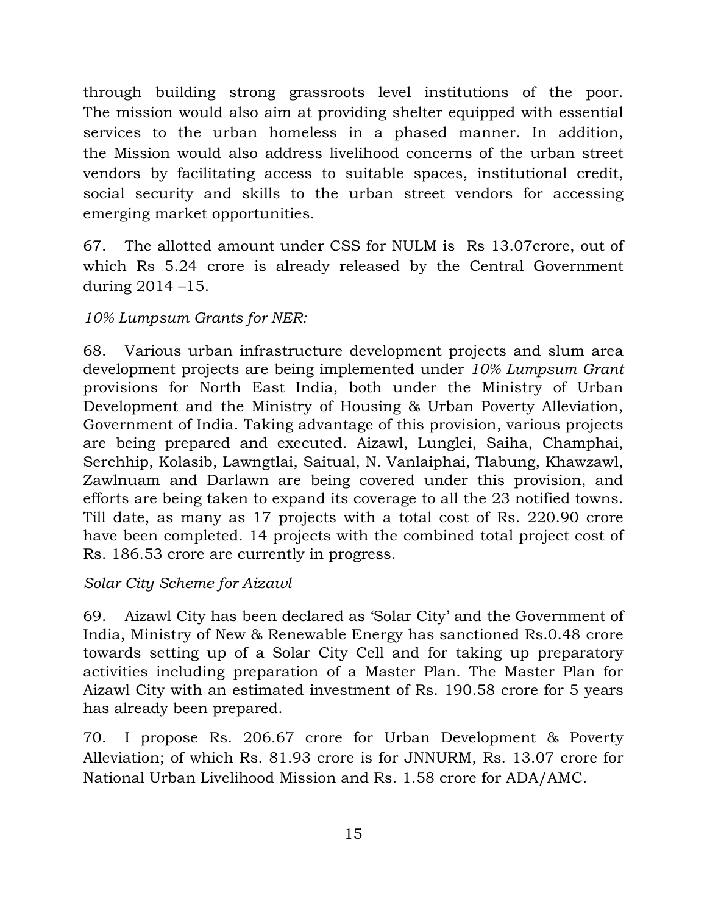through building strong grassroots level institutions of the poor. The mission would also aim at providing shelter equipped with essential services to the urban homeless in a phased manner. In addition, the Mission would also address livelihood concerns of the urban street vendors by facilitating access to suitable spaces, institutional credit, social security and skills to the urban street vendors for accessing emerging market opportunities.

67. The allotted amount under CSS for NULM is Rs 13.07crore, out of which Rs 5.24 crore is already released by the Central Government during 2014 –15.

*10% Lumpsum Grants for NER:*

68. Various urban infrastructure development projects and slum area development projects are being implemented under *10% Lumpsum Grant* provisions for North East India, both under the Ministry of Urban Development and the Ministry of Housing & Urban Poverty Alleviation, Government of India. Taking advantage of this provision, various projects are being prepared and executed. Aizawl, Lunglei, Saiha, Champhai, Serchhip, Kolasib, Lawngtlai, Saitual, N. Vanlaiphai, Tlabung, Khawzawl, Zawlnuam and Darlawn are being covered under this provision, and efforts are being taken to expand its coverage to all the 23 notified towns. Till date, as many as 17 projects with a total cost of Rs. 220.90 crore have been completed. 14 projects with the combined total project cost of Rs. 186.53 crore are currently in progress.

*Solar City Scheme for Aizawl*

69. Aizawl City has been declared as 'Solar City' and the Government of India, Ministry of New & Renewable Energy has sanctioned Rs.0.48 crore towards setting up of a Solar City Cell and for taking up preparatory activities including preparation of a Master Plan. The Master Plan for Aizawl City with an estimated investment of Rs. 190.58 crore for 5 years has already been prepared.

70. I propose Rs. 206.67 crore for Urban Development & Poverty Alleviation; of which Rs. 81.93 crore is for JNNURM, Rs. 13.07 crore for National Urban Livelihood Mission and Rs. 1.58 crore for ADA/AMC.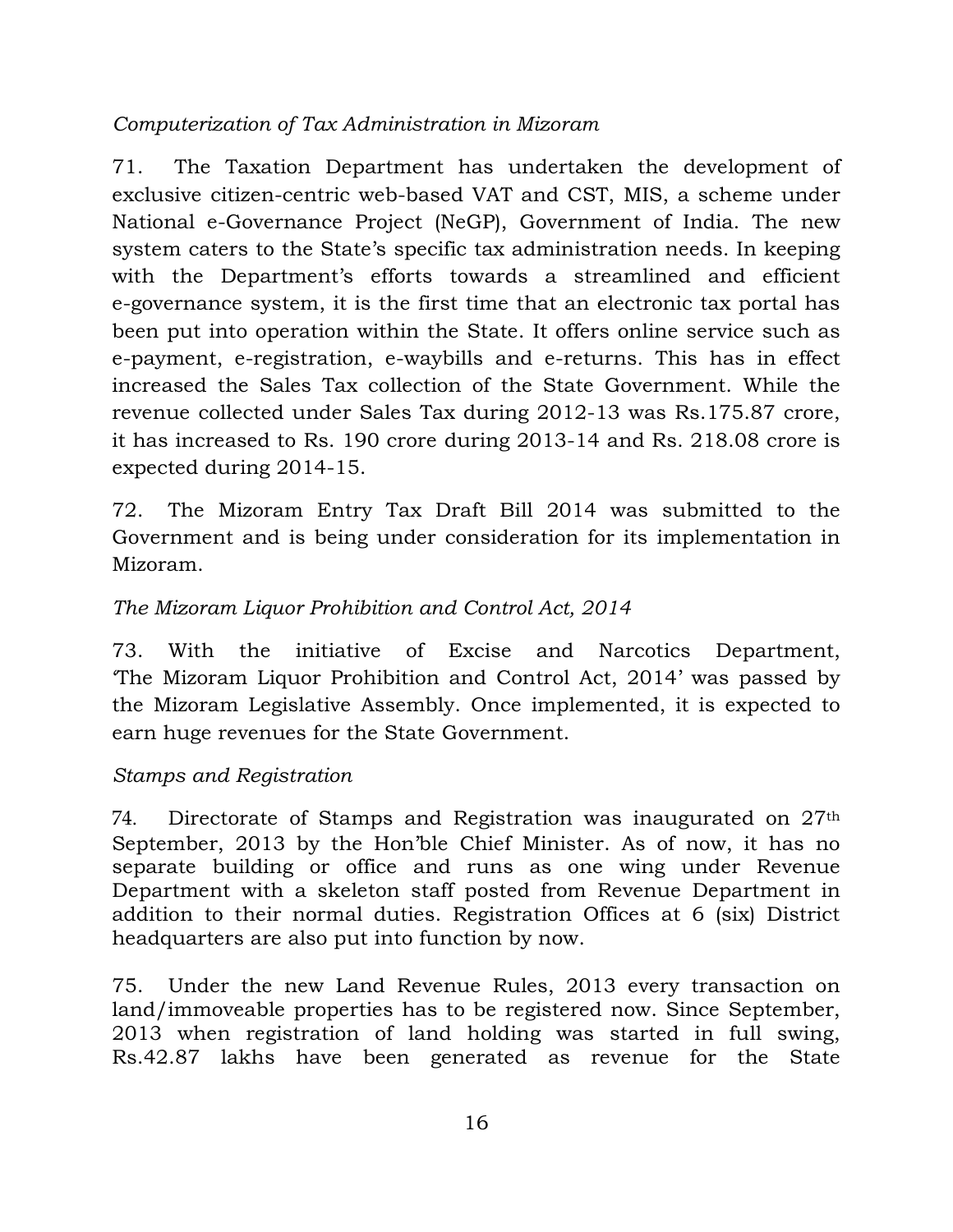*Computerization of Tax Administration in Mizoram*

71. The Taxation Department has undertaken the development of exclusive citizen-centric web-based VAT and CST, MIS, a scheme under National e-Governance Project (NeGP), Government of India. The new system caters to the State's specific tax administration needs. In keeping with the Department's efforts towards a streamlined and efficient e-governance system, it is the first time that an electronic tax portal has been put into operation within the State. It offers online service such as e-payment, e-registration, e-waybills and e-returns. This has in effect increased the Sales Tax collection of the State Government. While the revenue collected under Sales Tax during 2012-13 was Rs.175.87 crore, it has increased to Rs. 190 crore during 2013-14 and Rs. 218.08 crore is expected during 2014-15.

72. The Mizoram Entry Tax Draft Bill 2014 was submitted to the Government and is being under consideration for its implementation in Mizoram.

*The Mizoram Liquor Prohibition and Control Act, 2014*

73. With the initiative of Excise and Narcotics Department, 'The Mizoram Liquor Prohibition and Control Act, 2014' was passed by the Mizoram Legislative Assembly. Once implemented, it is expected to earn huge revenues for the State Government.

*Stamps and Registration*

74. Directorate of Stamps and Registration was inaugurated on 27th September, 2013 by the Hon'ble Chief Minister. As of now, it has no separate building or office and runs as one wing under Revenue Department with a skeleton staff posted from Revenue Department in addition to their normal duties. Registration Offices at 6 (six) District headquarters are also put into function by now.

75. Under the new Land Revenue Rules, 2013 every transaction on land/immoveable properties has to be registered now. Since September, 2013 when registration of land holding was started in full swing, Rs.42.87 lakhs have been generated as revenue for the State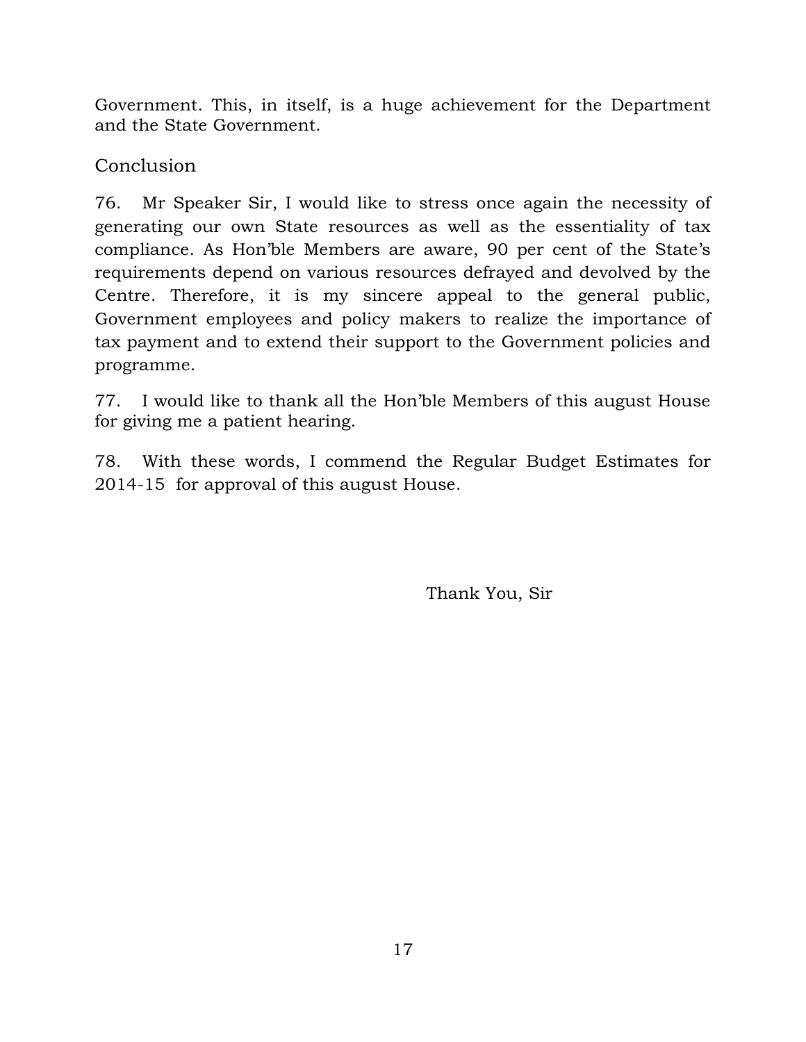Government. This, in itself, is a huge achievement for the Department and the State Government.

## Conclusion

76. Mr Speaker Sir, I would like to stress once again the necessity of generating our own State resources as well as the essentiality of tax compliance. As Hon'ble Members are aware, 90 per cent of the State's requirements depend on various resources defrayed and devolved by the Centre. Therefore, it is my sincere appeal to the general public, Government employees and policy makers to realize the importance of tax payment and to extend their support to the Government policies and programme.

77. I would like to thank all the Hon'ble Members of this august House for giving me a patient hearing.

78. With these words, I commend the Regular Budget Estimates for 2014-15 for approval of this august House.

Thank You, Sir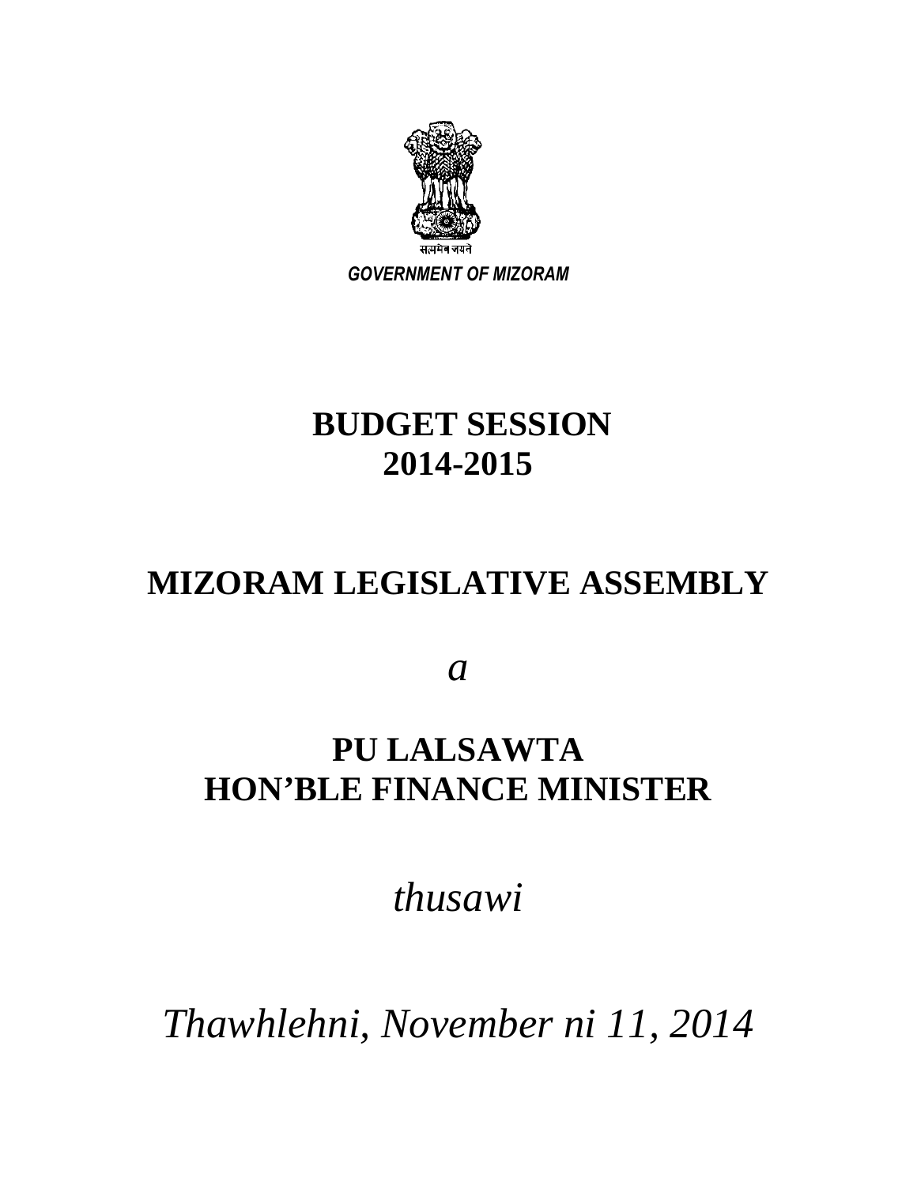सत्यमेव जयते

*GOVERNMENT OF MIZORAM*

# BUDGET SESSION
# 2014-2015

# MIZORAM LEGISLATIVE ASSEMBLY

*a*

# PU LALSAWTA
# HON'BLE FINANCE MINISTER

*thusawi*

*Thawhlehni, November ni 11, 2014*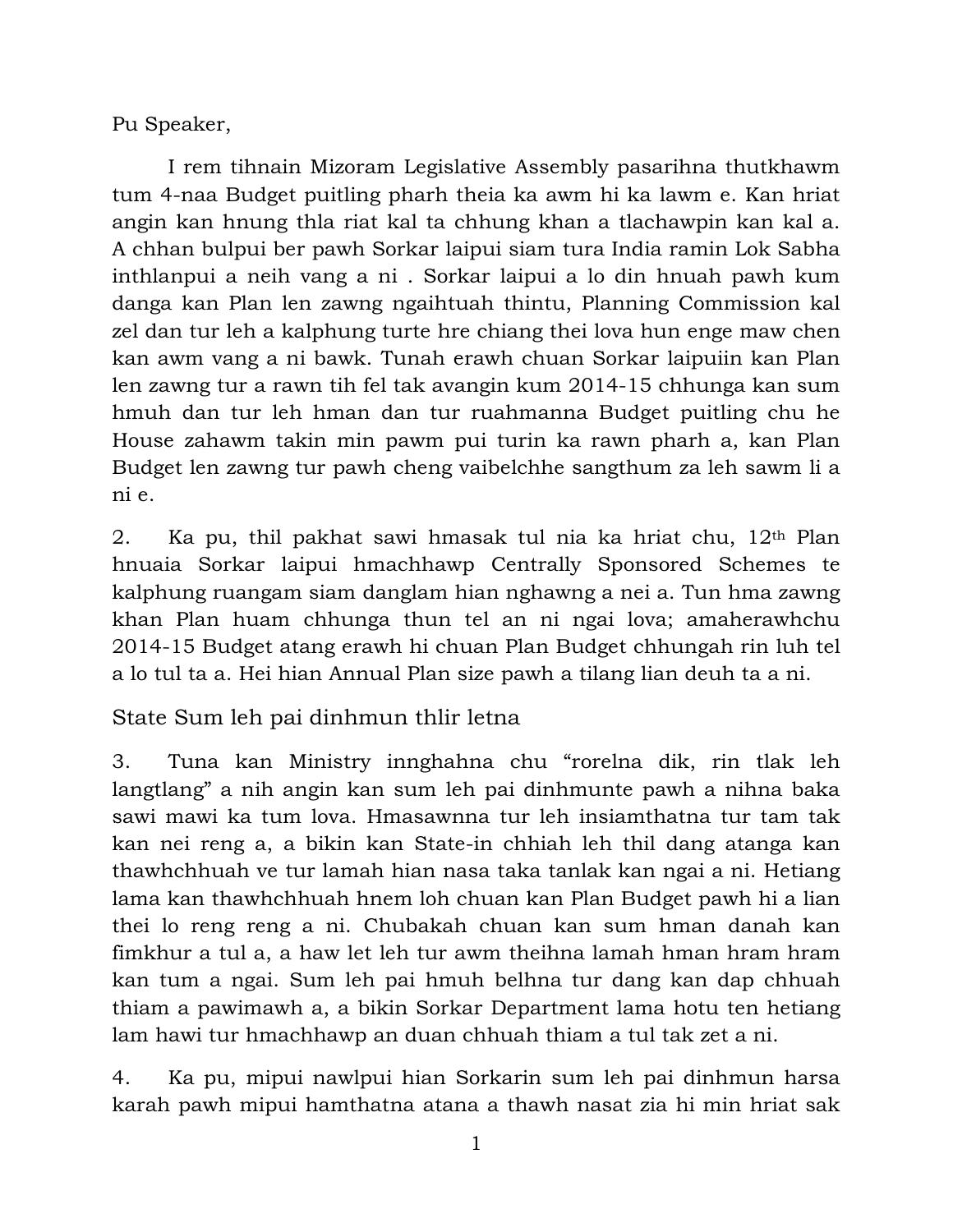Pu Speaker,

I rem tihnain Mizoram Legislative Assembly pasarihna thutkhawm tum 4-naa Budget puitling pharh theia ka awm hi ka lawm e. Kan hriat angin kan hnung thla riat kal ta chhung khan a tlachawpin kan kal a. A chhan bulpui ber pawh Sorkar laipui siam tura India ramin Lok Sabha inthlanpui a neih vang a ni . Sorkar laipui a lo din hnuah pawh kum danga kan Plan len zawng ngaihtuah thintu, Planning Commission kal zel dan tur leh a kalphung turte hre chiang thei lova hun enge maw chen kan awm vang a ni bawk. Tunah erawh chuan Sorkar laipuiin kan Plan len zawng tur a rawn tih fel tak avangin kum 2014-15 chhunga kan sum hmuh dan tur leh hman dan tur ruahmanna Budget puitling chu he House zahawm takin min pawm pui turin ka rawn pharh a, kan Plan Budget len zawng tur pawh cheng vaibelchhe sangthum za leh sawm li a ni e.

2. Ka pu, thil pakhat sawi hmasak tul nia ka hriat chu, 12th Plan hnuaia Sorkar laipui hmachhawp Centrally Sponsored Schemes te kalphung ruangam siam danglam hian nghawng a nei a. Tun hma zawng khan Plan huam chhunga thun tel an ni ngai lova; amaherawhchu 2014-15 Budget atang erawh hi chuan Plan Budget chhungah rin luh tel a lo tul ta a. Hei hian Annual Plan size pawh a tilang lian deuh ta a ni.

## State Sum leh pai dinhmun thlir letna

3. Tuna kan Ministry innghahna chu "rorelna dik, rin tlak leh langtlang" a nih angin kan sum leh pai dinhmunte pawh a nihna baka sawi mawi ka tum lova. Hmasawnna tur leh insiamthatna tur tam tak kan nei reng a, a bikin kan State-in chhiah leh thil dang atanga kan thawhchhuah ve tur lamah hian nasa taka tanlak kan ngai a ni. Hetiang lama kan thawhchhuah hnem loh chuan kan Plan Budget pawh hi a lian thei lo reng reng a ni. Chubakah chuan kan sum hman danah kan fimkhur a tul a, a haw let leh tur awm theihna lamah hman hram hram kan tum a ngai. Sum leh pai hmuh belhna tur dang kan dap chhuah thiam a pawimawh a, a bikin Sorkar Department lama hotu ten hetiang lam hawi tur hmachhawp an duan chhuah thiam a tul tak zet a ni.

4. Ka pu, mipui nawlpui hian Sorkarin sum leh pai dinhmun harsa karah pawh mipui hamthatna atana a thawh nasat zia hi min hriat sak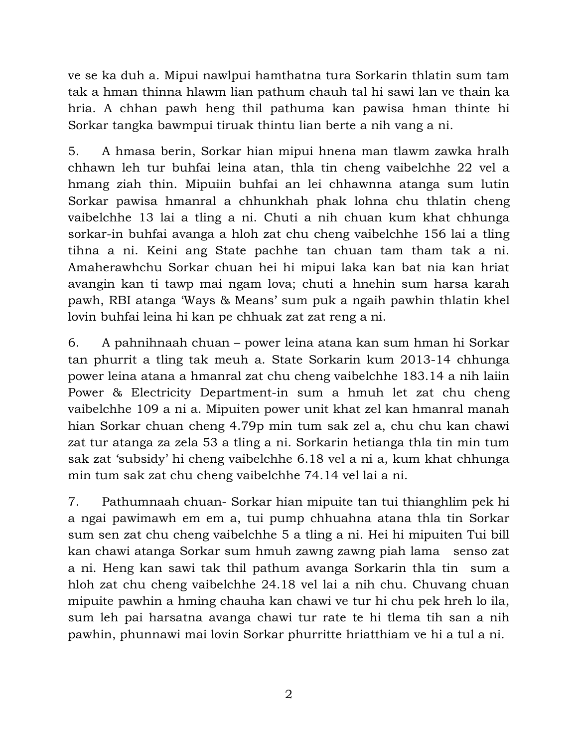ve se ka duh a. Mipui nawlpui hamthatna tura Sorkarin thlatin sum tam tak a hman thinna hlawm lian pathum chauh tal hi sawi lan ve thain ka hria. A chhan pawh heng thil pathuma kan pawisa hman thinte hi Sorkar tangka bawmpui tiruak thintu lian berte a nih vang a ni.

5. A hmasa berin, Sorkar hian mipui hnena man tlawm zawka hralh chhawn leh tur buhfai leina atan, thla tin cheng vaibelchhe 22 vel a hmang ziah thin. Mipuiin buhfai an lei chhawnna atanga sum lutin Sorkar pawisa hmanral a chhunkhah phak lohna chu thlatin cheng vaibelchhe 13 lai a tling a ni. Chuti a nih chuan kum khat chhunga sorkar-in buhfai avanga a hloh zat chu cheng vaibelchhe 156 lai a tling tihna a ni. Keini ang State pachhe tan chuan tam tham tak a ni. Amaherawhchu Sorkar chuan hei hi mipui laka kan bat nia kan hriat avangin kan ti tawp mai ngam lova; chuti a hnehin sum harsa karah pawh, RBI atanga 'Ways & Means' sum puk a ngaih pawhin thlatin khel lovin buhfai leina hi kan pe chhuak zat zat reng a ni.

6. A pahnihnaah chuan – power leina atana kan sum hman hi Sorkar tan phurrit a tling tak meuh a. State Sorkarin kum 2013-14 chhunga power leina atana a hmanral zat chu cheng vaibelchhe 183.14 a nih laiin Power & Electricity Department-in sum a hmuh let zat chu cheng vaibelchhe 109 a ni a. Mipuiten power unit khat zel kan hmanral manah hian Sorkar chuan cheng 4.79p min tum sak zel a, chu chu kan chawi zat tur atanga za zela 53 a tling a ni. Sorkarin hetianga thla tin min tum sak zat 'subsidy' hi cheng vaibelchhe 6.18 vel a ni a, kum khat chhunga min tum sak zat chu cheng vaibelchhe 74.14 vel lai a ni.

7. Pathumnaah chuan- Sorkar hian mipuite tan tui thianghlim pek hi a ngai pawimawh em em a, tui pump chhuahna atana thla tin Sorkar sum sen zat chu cheng vaibelchhe 5 a tling a ni. Hei hi mipuiten Tui bill kan chawi atanga Sorkar sum hmuh zawng zawng piah lama senso zat a ni. Heng kan sawi tak thil pathum avanga Sorkarin thla tin sum a hloh zat chu cheng vaibelchhe 24.18 vel lai a nih chu. Chuvang chuan mipuite pawhin a hming chauha kan chawi ve tur hi chu pek hreh lo ila, sum leh pai harsatna avanga chawi tur rate te hi tlema tih san a nih pawhin, phunnawi mai lovin Sorkar phurritte hriatthiam ve hi a tul a ni.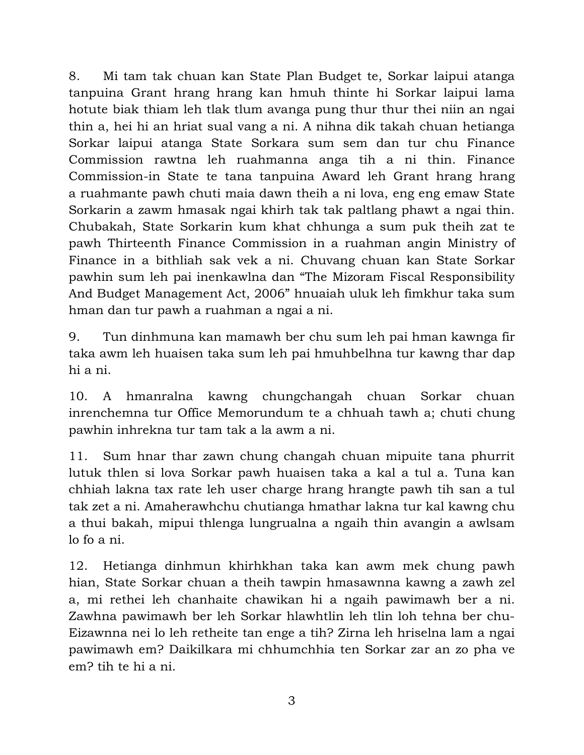8. Mi tam tak chuan kan State Plan Budget te, Sorkar laipui atanga tanpuina Grant hrang hrang kan hmuh thinte hi Sorkar laipui lama hotute biak thiam leh tlak tlum avanga pung thur thur thei niin an ngai thin a, hei hi an hriat sual vang a ni. A nihna dik takah chuan hetianga Sorkar laipui atanga State Sorkara sum sem dan tur chu Finance Commission rawtna leh ruahmanna anga tih a ni thin. Finance Commission-in State te tana tanpuina Award leh Grant hrang hrang a ruahmante pawh chuti maia dawn theih a ni lova, eng eng emaw State Sorkarin a zawm hmasak ngai khirh tak tak paltlang phawt a ngai thin. Chubakah, State Sorkarin kum khat chhunga a sum puk theih zat te pawh Thirteenth Finance Commission in a ruahman angin Ministry of Finance in a bithliah sak vek a ni. Chuvang chuan kan State Sorkar pawhin sum leh pai inenkawlna dan "The Mizoram Fiscal Responsibility And Budget Management Act, 2006" hnuaiah uluk leh fimkhur taka sum hman dan tur pawh a ruahman a ngai a ni.

9. Tun dinhmuna kan mamawh ber chu sum leh pai hman kawnga fir taka awm leh huaisen taka sum leh pai hmuhbelhna tur kawng thar dap hi a ni.

10. A hmanralna kawng chungchangah chuan Sorkar chuan inrenchemna tur Office Memorundum te a chhuah tawh a; chuti chung pawhin inhrekna tur tam tak a la awm a ni.

11. Sum hnar thar zawn chung changah chuan mipuite tana phurrit lutuk thlen si lova Sorkar pawh huaisen taka a kal a tul a. Tuna kan chhiah lakna tax rate leh user charge hrang hrangte pawh tih san a tul tak zet a ni. Amaherawhchu chutianga hmathar lakna tur kal kawng chu a thui bakah, mipui thlenga lungrualna a ngaih thin avangin a awlsam lo fo a ni.

12. Hetianga dinhmun khirhkhan taka kan awm mek chung pawh hian, State Sorkar chuan a theih tawpin hmasawnna kawng a zawh zel a, mi rethei leh chanhaite chawikan hi a ngaih pawimawh ber a ni. Zawhna pawimawh ber leh Sorkar hlawhtlin leh tlin loh tehna ber chu- Eizawnna nei lo leh retheite tan enge a tih? Zirna leh hriselna lam a ngai pawimawh em? Daikilkara mi chhumchhia ten Sorkar zar an zo pha ve em? tih te hi a ni.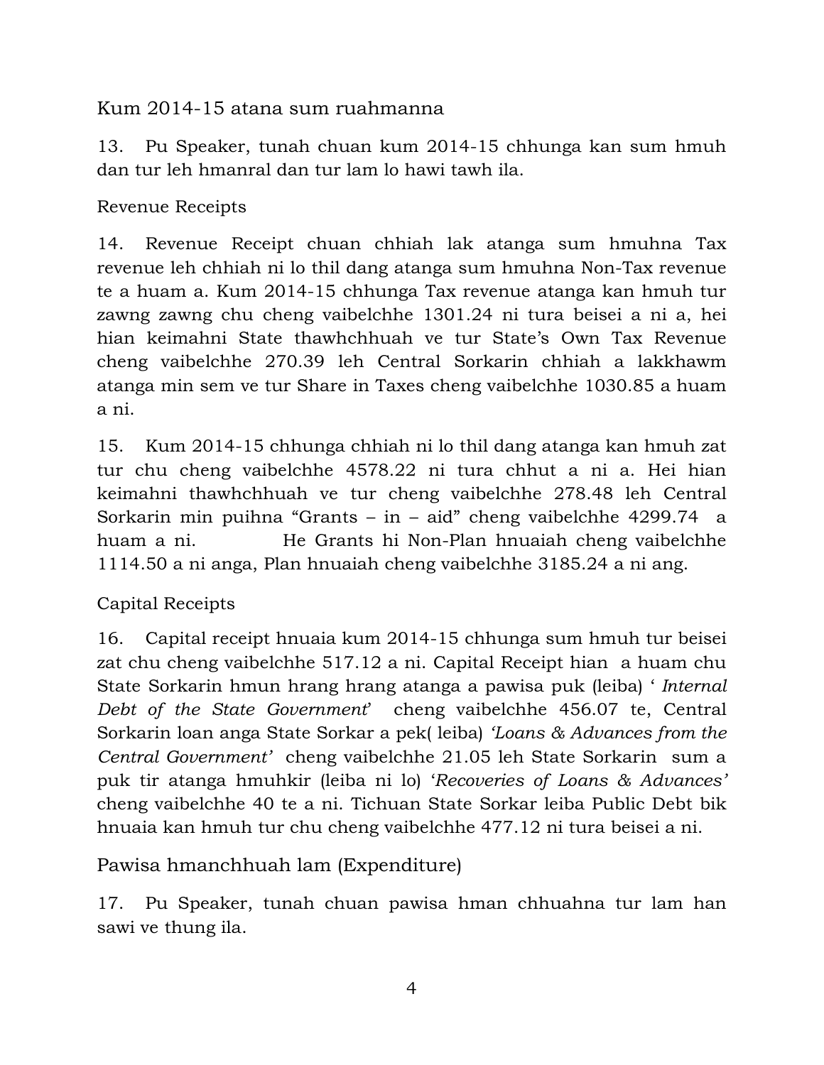## Kum 2014-15 atana sum ruahmanna

13. Pu Speaker, tunah chuan kum 2014-15 chhunga kan sum hmuh dan tur leh hmanral dan tur lam lo hawi tawh ila.

### Revenue Receipts

14. Revenue Receipt chuan chhiah lak atanga sum hmuhna Tax revenue leh chhiah ni lo thil dang atanga sum hmuhna Non-Tax revenue te a huam a. Kum 2014-15 chhunga Tax revenue atanga kan hmuh tur zawng zawng chu cheng vaibelchhe 1301.24 ni tura beisei a ni a, hei hian keimahni State thawhchhuah ve tur State's Own Tax Revenue cheng vaibelchhe 270.39 leh Central Sorkarin chhiah a lakkhawm atanga min sem ve tur Share in Taxes cheng vaibelchhe 1030.85 a huam a ni.

15. Kum 2014-15 chhunga chhiah ni lo thil dang atanga kan hmuh zat tur chu cheng vaibelchhe 4578.22 ni tura chhut a ni a. Hei hian keimahni thawhchhuah ve tur cheng vaibelchhe 278.48 leh Central Sorkarin min puihna "Grants – in – aid" cheng vaibelchhe 4299.74 a huam a ni. He Grants hi Non-Plan hnuaiah cheng vaibelchhe 1114.50 a ni anga, Plan hnuaiah cheng vaibelchhe 3185.24 a ni ang.

### Capital Receipts

16. Capital receipt hnuaia kum 2014-15 chhunga sum hmuh tur beisei zat chu cheng vaibelchhe 517.12 a ni. Capital Receipt hian a huam chu State Sorkarin hmun hrang hrang atanga a pawisa puk (leiba) ' *Internal Debt of the State Government*' cheng vaibelchhe 456.07 te, Central Sorkarin loan anga State Sorkar a pek( leiba) *'Loans & Advances from the Central Government'* cheng vaibelchhe 21.05 leh State Sorkarin sum a puk tir atanga hmuhkir (leiba ni lo) '*Recoveries of Loans & Advances'* cheng vaibelchhe 40 te a ni. Tichuan State Sorkar leiba Public Debt bik hnuaia kan hmuh tur chu cheng vaibelchhe 477.12 ni tura beisei a ni.

## Pawisa hmanchhuah lam (Expenditure)

17. Pu Speaker, tunah chuan pawisa hman chhuahna tur lam han sawi ve thung ila.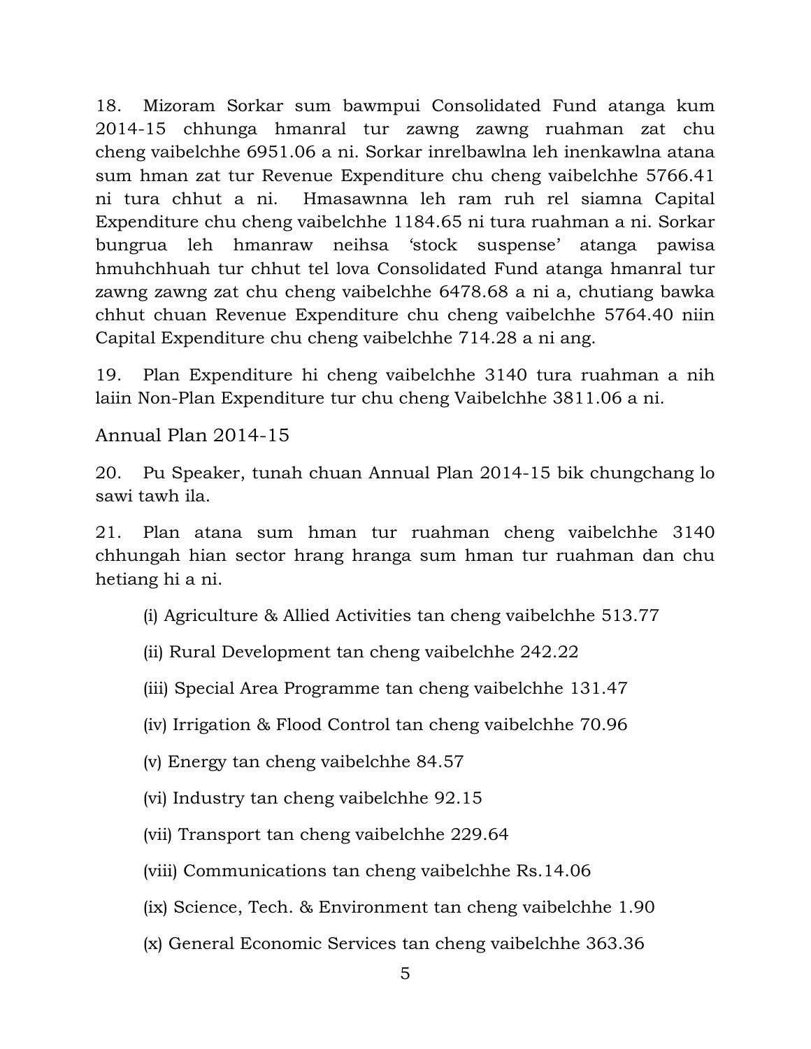18. Mizoram Sorkar sum bawmpui Consolidated Fund atanga kum 2014-15 chhunga hmanral tur zawng zawng ruahman zat chu cheng vaibelchhe 6951.06 a ni. Sorkar inrelbawlna leh inenkawlna atana sum hman zat tur Revenue Expenditure chu cheng vaibelchhe 5766.41 ni tura chhut a ni. Hmasawnna leh ram ruh rel siamna Capital Expenditure chu cheng vaibelchhe 1184.65 ni tura ruahman a ni. Sorkar bungrua leh hmanraw neihsa 'stock suspense' atanga pawisa hmuhchhuah tur chhut tel lova Consolidated Fund atanga hmanral tur zawng zawng zat chu cheng vaibelchhe 6478.68 a ni a, chutiang bawka chhut chuan Revenue Expenditure chu cheng vaibelchhe 5764.40 niin Capital Expenditure chu cheng vaibelchhe 714.28 a ni ang.

19. Plan Expenditure hi cheng vaibelchhe 3140 tura ruahman a nih laiin Non-Plan Expenditure tur chu cheng Vaibelchhe 3811.06 a ni.

## Annual Plan 2014-15

20. Pu Speaker, tunah chuan Annual Plan 2014-15 bik chungchang lo sawi tawh ila.

21. Plan atana sum hman tur ruahman cheng vaibelchhe 3140 chhungah hian sector hrang hranga sum hman tur ruahman dan chu hetiang hi a ni.

(i) Agriculture & Allied Activities tan cheng vaibelchhe 513.77

(ii) Rural Development tan cheng vaibelchhe 242.22

(iii) Special Area Programme tan cheng vaibelchhe 131.47

(iv) Irrigation & Flood Control tan cheng vaibelchhe 70.96

(v) Energy tan cheng vaibelchhe 84.57

(vi) Industry tan cheng vaibelchhe 92.15

(vii) Transport tan cheng vaibelchhe 229.64

(viii) Communications tan cheng vaibelchhe Rs.14.06

(ix) Science, Tech. & Environment tan cheng vaibelchhe 1.90

(x) General Economic Services tan cheng vaibelchhe 363.36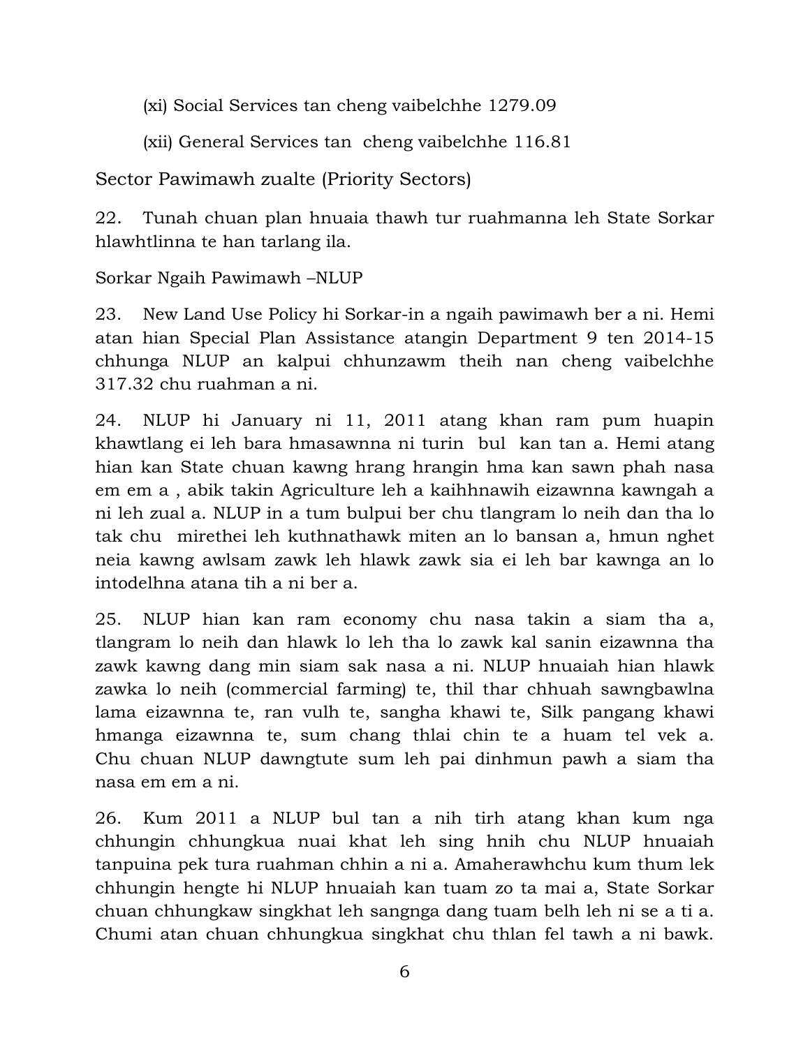(xi) Social Services tan cheng vaibelchhe 1279.09

(xii) General Services tan cheng vaibelchhe 116.81

## Sector Pawimawh zualte (Priority Sectors)

22. Tunah chuan plan hnuaia thawh tur ruahmanna leh State Sorkar hlawhtlinna te han tarlang ila.

### Sorkar Ngaih Pawimawh –NLUP

23. New Land Use Policy hi Sorkar-in a ngaih pawimawh ber a ni. Hemi atan hian Special Plan Assistance atangin Department 9 ten 2014-15 chhunga NLUP an kalpui chhunzawm theih nan cheng vaibelchhe 317.32 chu ruahman a ni.

24. NLUP hi January ni 11, 2011 atang khan ram pum huapin khawtlang ei leh bara hmasawnna ni turin bul kan tan a. Hemi atang hian kan State chuan kawng hrang hrangin hma kan sawn phah nasa em em a , abik takin Agriculture leh a kaihhnawih eizawnna kawngah a ni leh zual a. NLUP in a tum bulpui ber chu tlangram lo neih dan tha lo tak chu mirethei leh kuthnathawk miten an lo bansan a, hmun nghet neia kawng awlsam zawk leh hlawk zawk sia ei leh bar kawnga an lo intodelhna atana tih a ni ber a.

25. NLUP hian kan ram economy chu nasa takin a siam tha a, tlangram lo neih dan hlawk lo leh tha lo zawk kal sanin eizawnna tha zawk kawng dang min siam sak nasa a ni. NLUP hnuaiah hian hlawk zawka lo neih (commercial farming) te, thil thar chhuah sawngbawlna lama eizawnna te, ran vulh te, sangha khawi te, Silk pangang khawi hmanga eizawnna te, sum chang thlai chin te a huam tel vek a. Chu chuan NLUP dawngtute sum leh pai dinhmun pawh a siam tha nasa em em a ni.

26. Kum 2011 a NLUP bul tan a nih tirh atang khan kum nga chhungin chhungkua nuai khat leh sing hnih chu NLUP hnuaiah tanpuina pek tura ruahman chhin a ni a. Amaherawhchu kum thum lek chhungin hengte hi NLUP hnuaiah kan tuam zo ta mai a, State Sorkar chuan chhungkaw singkhat leh sangnga dang tuam belh leh ni se a ti a. Chumi atan chuan chhungkua singkhat chu thlan fel tawh a ni bawk.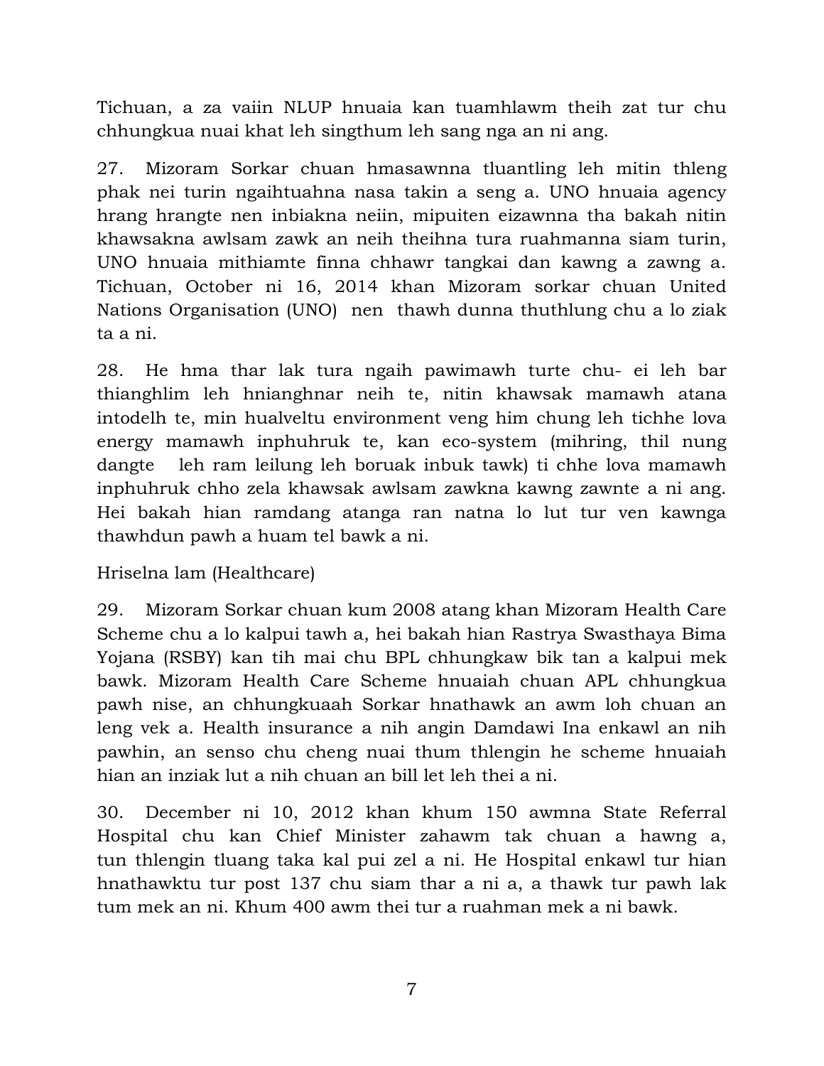Tichuan, a za vaiin NLUP hnuaia kan tuamhlawm theih zat tur chu chhungkua nuai khat leh singthum leh sang nga an ni ang.

27. Mizoram Sorkar chuan hmasawnna tluantling leh mitin thleng phak nei turin ngaihtuahna nasa takin a seng a. UNO hnuaia agency hrang hrangte nen inbiakna neiin, mipuiten eizawnna tha bakah nitin khawsakna awlsam zawk an neih theihna tura ruahmanna siam turin, UNO hnuaia mithiamte finna chhawr tangkai dan kawng a zawng a. Tichuan, October ni 16, 2014 khan Mizoram sorkar chuan United Nations Organisation (UNO) nen thawh dunna thuthlung chu a lo ziak ta a ni.

28. He hma thar lak tura ngaih pawimawh turte chu- ei leh bar thianghlim leh hnianghnar neih te, nitin khawsak mamawh atana intodelh te, min hualveltu environment veng him chung leh tichhe lova energy mamawh inphuhruk te, kan eco-system (mihring, thil nung dangte leh ram leilung leh boruak inbuk tawk) ti chhe lova mamawh inphuhruk chho zela khawsak awlsam zawkna kawng zawnte a ni ang. Hei bakah hian ramdang atanga ran natna lo lut tur ven kawnga thawhdun pawh a huam tel bawk a ni.

Hriselna lam (Healthcare)

29. Mizoram Sorkar chuan kum 2008 atang khan Mizoram Health Care Scheme chu a lo kalpui tawh a, hei bakah hian Rastrya Swasthaya Bima Yojana (RSBY) kan tih mai chu BPL chhungkaw bik tan a kalpui mek bawk. Mizoram Health Care Scheme hnuaiah chuan APL chhungkua pawh nise, an chhungkuaah Sorkar hnathawk an awm loh chuan an leng vek a. Health insurance a nih angin Damdawi Ina enkawl an nih pawhin, an senso chu cheng nuai thum thlengin he scheme hnuaiah hian an inziak lut a nih chuan an bill let leh thei a ni.

30. December ni 10, 2012 khan khum 150 awmna State Referral Hospital chu kan Chief Minister zahawm tak chuan a hawng a, tun thlengin tluang taka kal pui zel a ni. He Hospital enkawl tur hian hnathawktu tur post 137 chu siam thar a ni a, a thawk tur pawh lak tum mek an ni. Khum 400 awm thei tur a ruahman mek a ni bawk.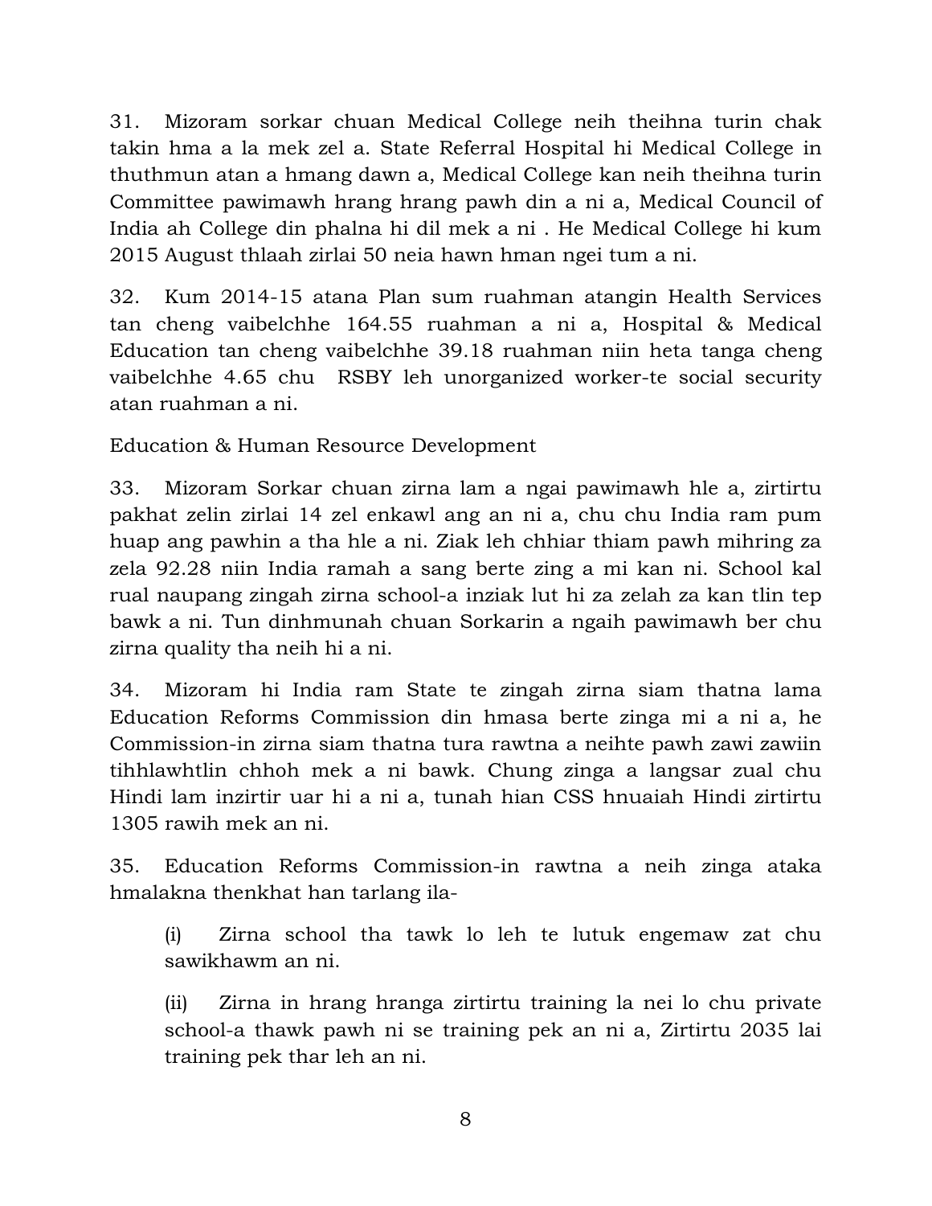31. Mizoram sorkar chuan Medical College neih theihna turin chak takin hma a la mek zel a. State Referral Hospital hi Medical College in thuthmun atan a hmang dawn a, Medical College kan neih theihna turin Committee pawimawh hrang hrang pawh din a ni a, Medical Council of India ah College din phalna hi dil mek a ni . He Medical College hi kum 2015 August thlaah zirlai 50 neia hawn hman ngei tum a ni.

32. Kum 2014-15 atana Plan sum ruahman atangin Health Services tan cheng vaibelchhe 164.55 ruahman a ni a, Hospital & Medical Education tan cheng vaibelchhe 39.18 ruahman niin heta tanga cheng vaibelchhe 4.65 chu RSBY leh unorganized worker-te social security atan ruahman a ni.

Education & Human Resource Development

33. Mizoram Sorkar chuan zirna lam a ngai pawimawh hle a, zirtirtu pakhat zelin zirlai 14 zel enkawl ang an ni a, chu chu India ram pum huap ang pawhin a tha hle a ni. Ziak leh chhiar thiam pawh mihring za zela 92.28 niin India ramah a sang berte zing a mi kan ni. School kal rual naupang zingah zirna school-a inziak lut hi za zelah za kan tlin tep bawk a ni. Tun dinhmunah chuan Sorkarin a ngaih pawimawh ber chu zirna quality tha neih hi a ni.

34. Mizoram hi India ram State te zingah zirna siam thatna lama Education Reforms Commission din hmasa berte zinga mi a ni a, he Commission-in zirna siam thatna tura rawtna a neihte pawh zawi zawiin tihhlawhtlin chhoh mek a ni bawk. Chung zinga a langsar zual chu Hindi lam inzirtir uar hi a ni a, tunah hian CSS hnuaiah Hindi zirtirtu 1305 rawih mek an ni.

35. Education Reforms Commission-in rawtna a neih zinga ataka hmalakna thenkhat han tarlang ila-

(i) Zirna school tha tawk lo leh te lutuk engemaw zat chu sawikhawm an ni.

(ii) Zirna in hrang hranga zirtirtu training la nei lo chu private school-a thawk pawh ni se training pek an ni a, Zirtirtu 2035 lai training pek thar leh an ni.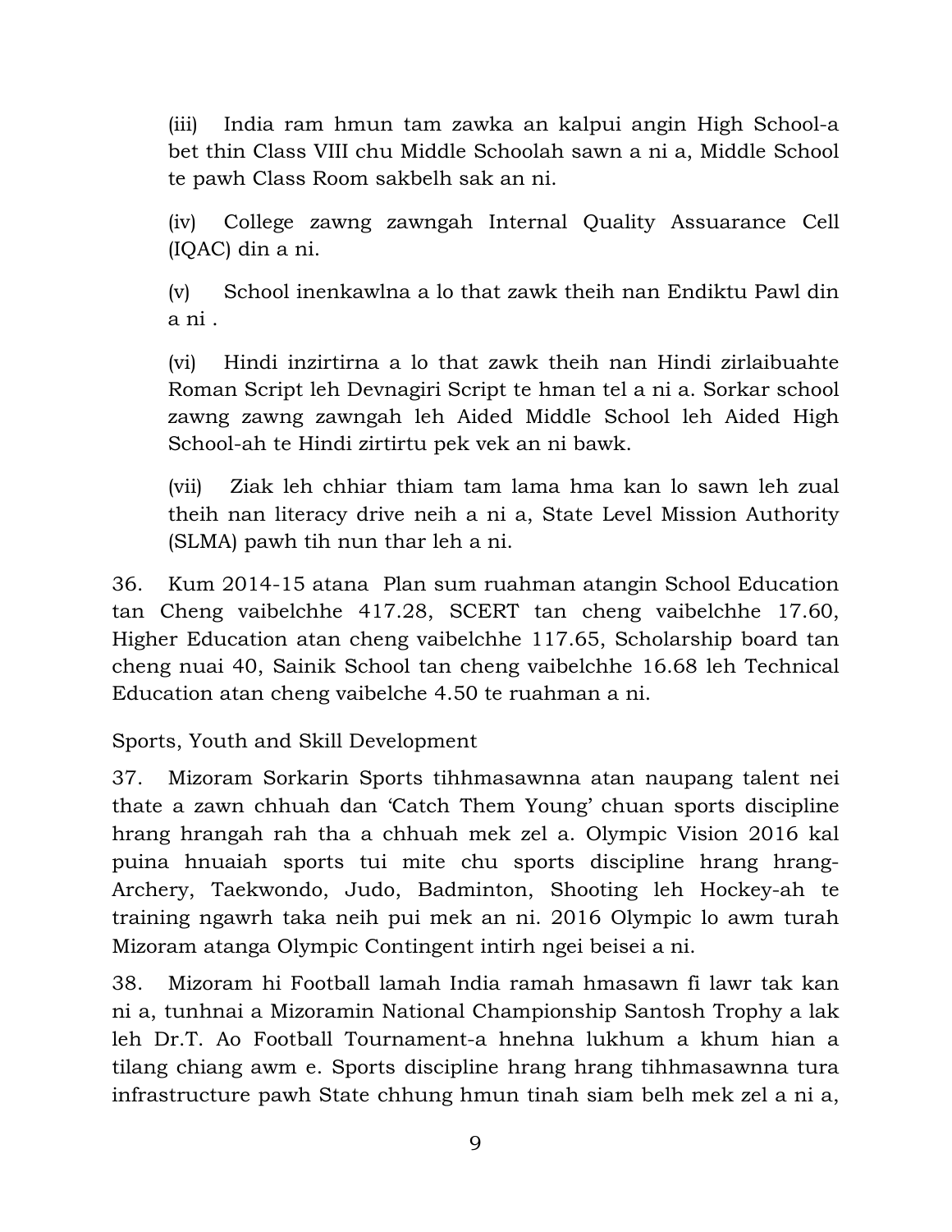(iii) India ram hmun tam zawka an kalpui angin High School-a bet thin Class VIII chu Middle Schoolah sawn a ni a, Middle School te pawh Class Room sakbelh sak an ni.

(iv) College zawng zawngah Internal Quality Assuarance Cell (IQAC) din a ni.

(v) School inenkawlna a lo that zawk theih nan Endiktu Pawl din a ni .

(vi) Hindi inzirtirna a lo that zawk theih nan Hindi zirlaibuahte Roman Script leh Devnagiri Script te hman tel a ni a. Sorkar school zawng zawng zawngah leh Aided Middle School leh Aided High School-ah te Hindi zirtirtu pek vek an ni bawk.

(vii) Ziak leh chhiar thiam tam lama hma kan lo sawn leh zual theih nan literacy drive neih a ni a, State Level Mission Authority (SLMA) pawh tih nun thar leh a ni.

36. Kum 2014-15 atana Plan sum ruahman atangin School Education tan Cheng vaibelchhe 417.28, SCERT tan cheng vaibelchhe 17.60, Higher Education atan cheng vaibelchhe 117.65, Scholarship board tan cheng nuai 40, Sainik School tan cheng vaibelchhe 16.68 leh Technical Education atan cheng vaibelche 4.50 te ruahman a ni.

Sports, Youth and Skill Development

37. Mizoram Sorkarin Sports tihhmasawnna atan naupang talent nei thate a zawn chhuah dan 'Catch Them Young' chuan sports discipline hrang hrangah rah tha a chhuah mek zel a. Olympic Vision 2016 kal puina hnuaiah sports tui mite chu sports discipline hrang hrang- Archery, Taekwondo, Judo, Badminton, Shooting leh Hockey-ah te training ngawrh taka neih pui mek an ni. 2016 Olympic lo awm turah Mizoram atanga Olympic Contingent intirh ngei beisei a ni.

38. Mizoram hi Football lamah India ramah hmasawn fi lawr tak kan ni a, tunhnai a Mizoramin National Championship Santosh Trophy a lak leh Dr.T. Ao Football Tournament-a hnehna lukhum a khum hian a tilang chiang awm e. Sports discipline hrang hrang tihhmasawnna tura infrastructure pawh State chhung hmun tinah siam belh mek zel a ni a,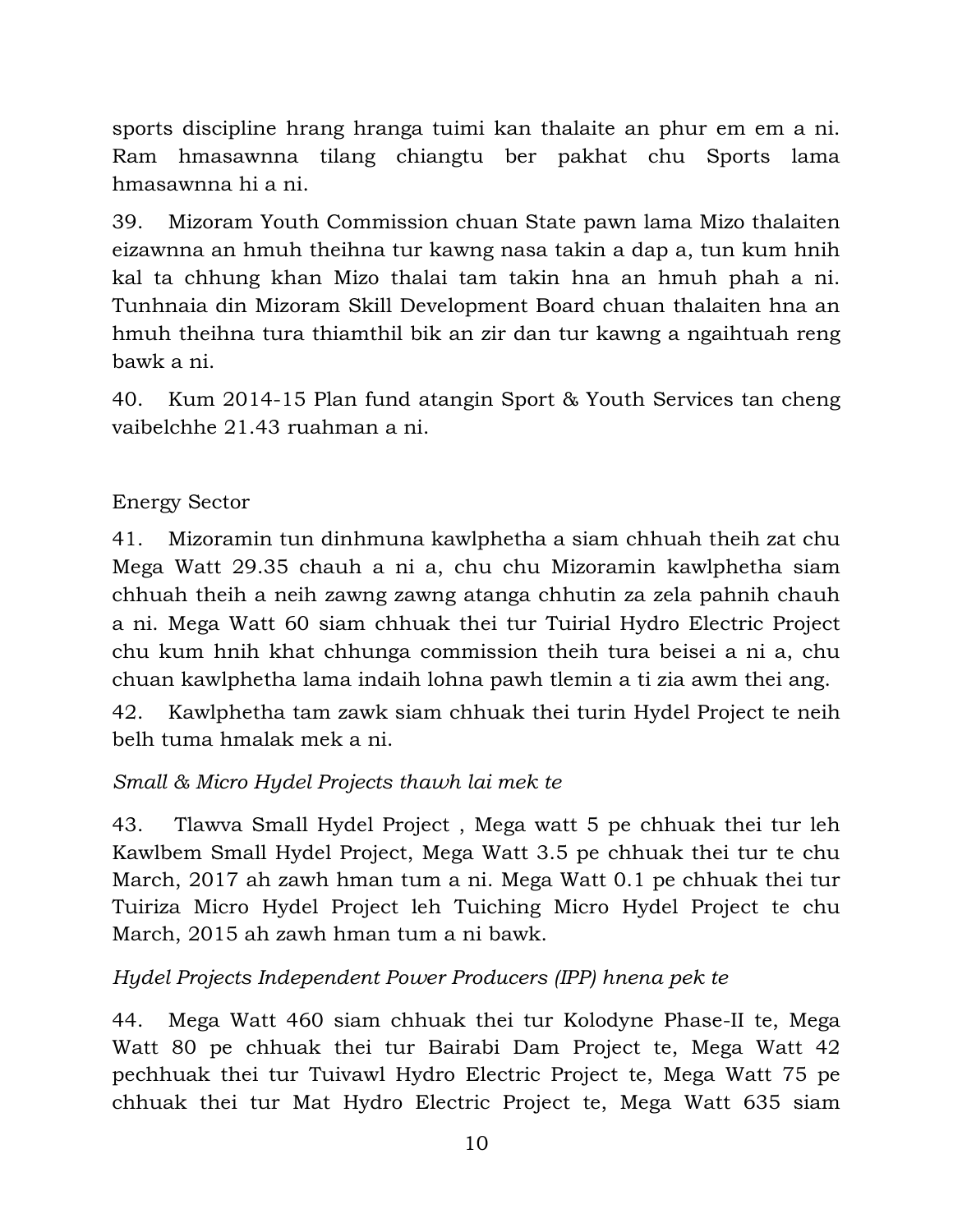sports discipline hrang hranga tuimi kan thalaite an phur em em a ni. Ram hmasawnna tilang chiangtu ber pakhat chu Sports lama hmasawnna hi a ni.

39. Mizoram Youth Commission chuan State pawn lama Mizo thalaiten eizawnna an hmuh theihna tur kawng nasa takin a dap a, tun kum hnih kal ta chhung khan Mizo thalai tam takin hna an hmuh phah a ni. Tunhnaia din Mizoram Skill Development Board chuan thalaiten hna an hmuh theihna tura thiamthil bik an zir dan tur kawng a ngaihtuah reng bawk a ni.

40. Kum 2014-15 Plan fund atangin Sport & Youth Services tan cheng vaibelchhe 21.43 ruahman a ni.

Energy Sector

41. Mizoramin tun dinhmuna kawlphetha a siam chhuah theih zat chu Mega Watt 29.35 chauh a ni a, chu chu Mizoramin kawlphetha siam chhuah theih a neih zawng zawng atanga chhutin za zela pahnih chauh a ni. Mega Watt 60 siam chhuak thei tur Tuirial Hydro Electric Project chu kum hnih khat chhunga commission theih tura beisei a ni a, chu chuan kawlphetha lama indaih lohna pawh tlemin a ti zia awm thei ang.

42. Kawlphetha tam zawk siam chhuak thei turin Hydel Project te neih belh tuma hmalak mek a ni.

*Small & Micro Hydel Projects thawh lai mek te*

43. Tlawva Small Hydel Project , Mega watt 5 pe chhuak thei tur leh Kawlbem Small Hydel Project, Mega Watt 3.5 pe chhuak thei tur te chu March, 2017 ah zawh hman tum a ni. Mega Watt 0.1 pe chhuak thei tur Tuiriza Micro Hydel Project leh Tuiching Micro Hydel Project te chu March, 2015 ah zawh hman tum a ni bawk.

*Hydel Projects Independent Power Producers (IPP) hnena pek te*

44. Mega Watt 460 siam chhuak thei tur Kolodyne Phase-II te, Mega Watt 80 pe chhuak thei tur Bairabi Dam Project te, Mega Watt 42 pechhuak thei tur Tuivawl Hydro Electric Project te, Mega Watt 75 pe chhuak thei tur Mat Hydro Electric Project te, Mega Watt 635 siam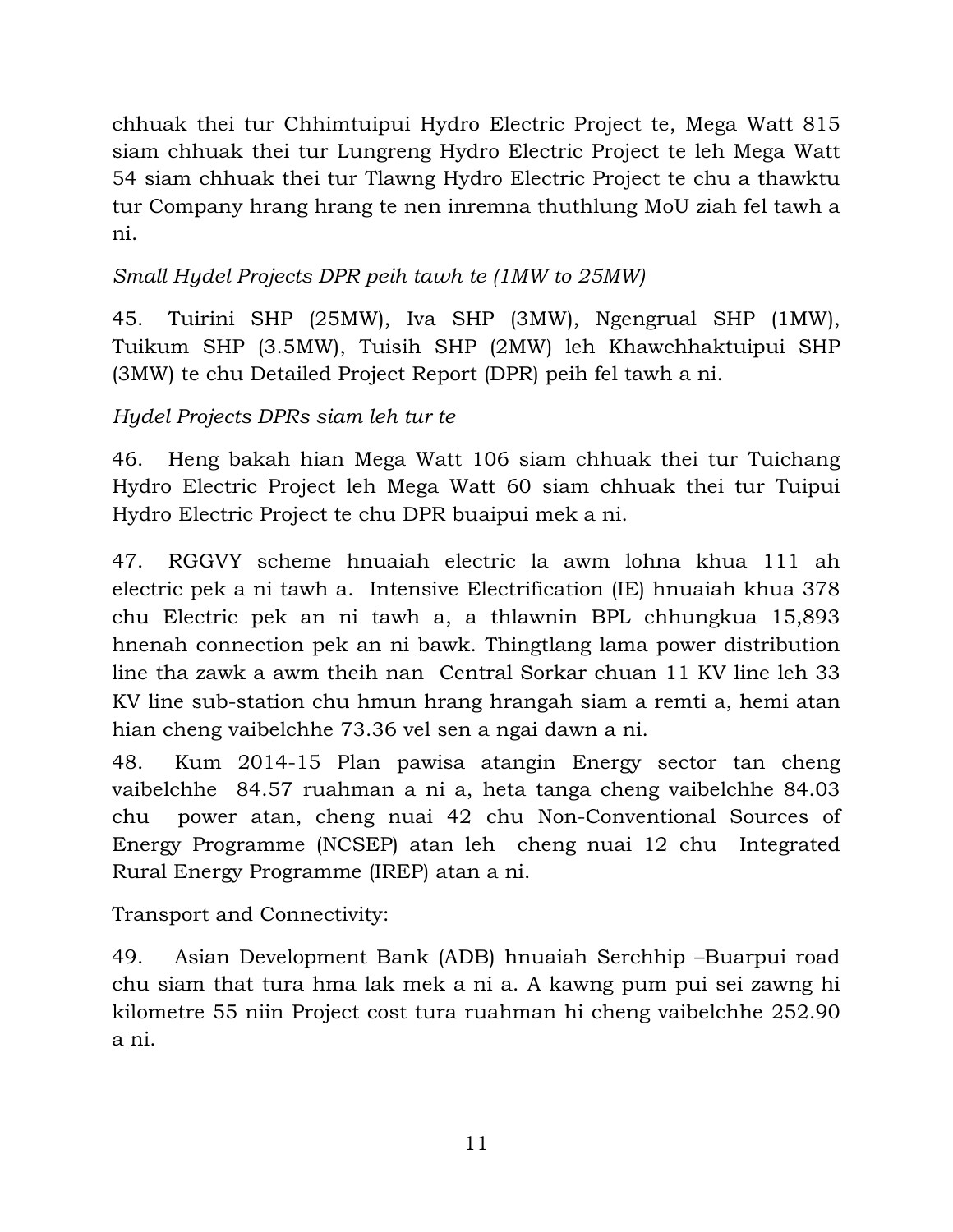chhuak thei tur Chhimtuipui Hydro Electric Project te, Mega Watt 815 siam chhuak thei tur Lungreng Hydro Electric Project te leh Mega Watt 54 siam chhuak thei tur Tlawng Hydro Electric Project te chu a thawktu tur Company hrang hrang te nen inremna thuthlung MoU ziah fel tawh a ni.

*Small Hydel Projects DPR peih tawh te (1MW to 25MW)*

45. Tuirini SHP (25MW), Iva SHP (3MW), Ngengrual SHP (1MW), Tuikum SHP (3.5MW), Tuisih SHP (2MW) leh Khawchhaktuipui SHP (3MW) te chu Detailed Project Report (DPR) peih fel tawh a ni.

*Hydel Projects DPRs siam leh tur te*

46. Heng bakah hian Mega Watt 106 siam chhuak thei tur Tuichang Hydro Electric Project leh Mega Watt 60 siam chhuak thei tur Tuipui Hydro Electric Project te chu DPR buaipui mek a ni.

47. RGGVY scheme hnuaiah electric la awm lohna khua 111 ah electric pek a ni tawh a. Intensive Electrification (IE) hnuaiah khua 378 chu Electric pek an ni tawh a, a thlawnin BPL chhungkua 15,893 hnenah connection pek an ni bawk. Thingtlang lama power distribution line tha zawk a awm theih nan Central Sorkar chuan 11 KV line leh 33 KV line sub-station chu hmun hrang hrangah siam a remti a, hemi atan hian cheng vaibelchhe 73.36 vel sen a ngai dawn a ni.

48. Kum 2014-15 Plan pawisa atangin Energy sector tan cheng vaibelchhe 84.57 ruahman a ni a, heta tanga cheng vaibelchhe 84.03 chu power atan, cheng nuai 42 chu Non-Conventional Sources of Energy Programme (NCSEP) atan leh cheng nuai 12 chu Integrated Rural Energy Programme (IREP) atan a ni.

Transport and Connectivity:

49. Asian Development Bank (ADB) hnuaiah Serchhip –Buarpui road chu siam that tura hma lak mek a ni a. A kawng pum pui sei zawng hi kilometre 55 niin Project cost tura ruahman hi cheng vaibelchhe 252.90 a ni.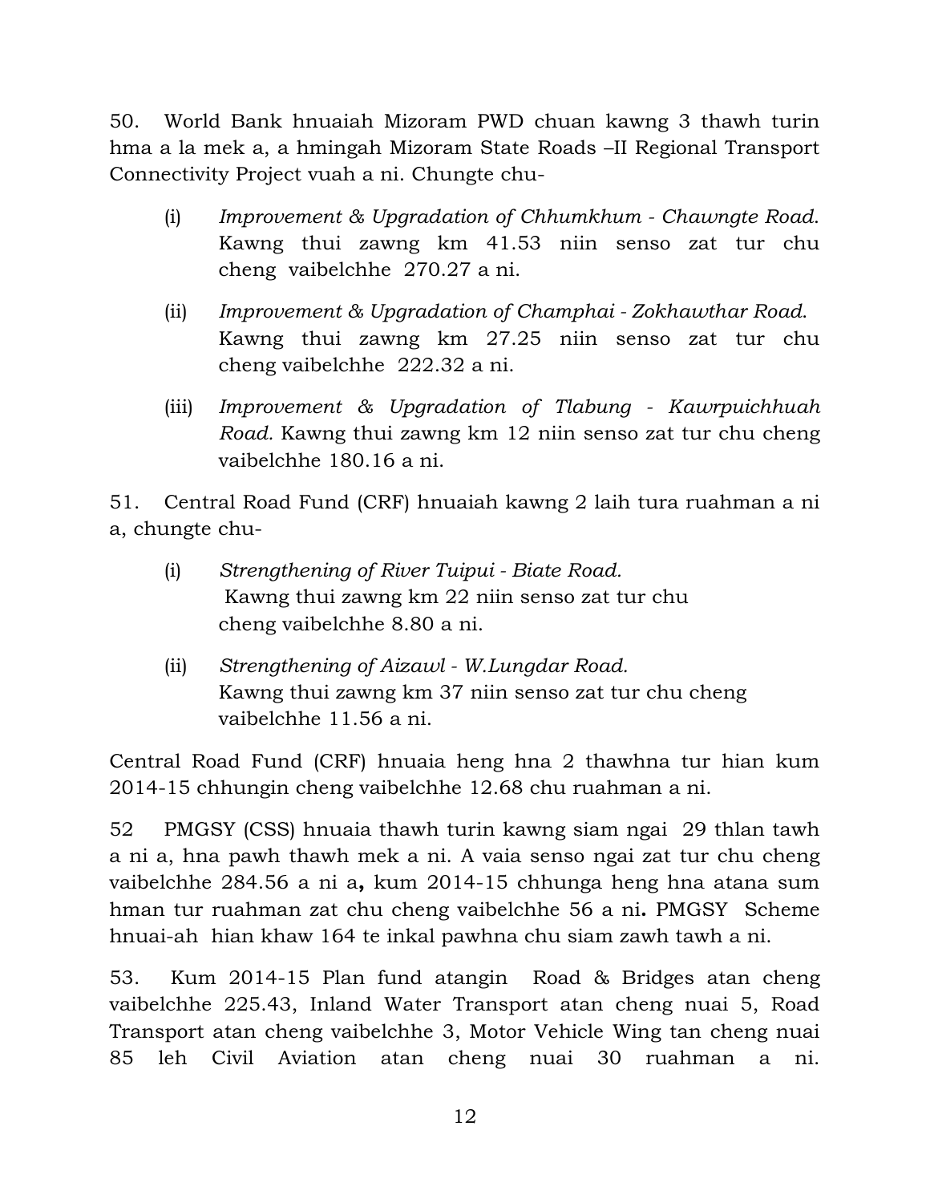50. World Bank hnuaiah Mizoram PWD chuan kawng 3 thawh turin hma a la mek a, a hmingah Mizoram State Roads –II Regional Transport Connectivity Project vuah a ni. Chungte chu-

(i) *Improvement & Upgradation of Chhumkhum - Chawngte Road.* Kawng thui zawng km 41.53 niin senso zat tur chu cheng vaibelchhe 270.27 a ni.

(ii) *Improvement & Upgradation of Champhai - Zokhawthar Road.* Kawng thui zawng km 27.25 niin senso zat tur chu cheng vaibelchhe 222.32 a ni.

(iii) *Improvement & Upgradation of Tlabung - Kawrpuichhuah Road.* Kawng thui zawng km 12 niin senso zat tur chu cheng vaibelchhe 180.16 a ni.

51. Central Road Fund (CRF) hnuaiah kawng 2 laih tura ruahman a ni a, chungte chu-

(i) *Strengthening of River Tuipui - Biate Road.* Kawng thui zawng km 22 niin senso zat tur chu cheng vaibelchhe 8.80 a ni.

(ii) *Strengthening of Aizawl - W.Lungdar Road.* Kawng thui zawng km 37 niin senso zat tur chu cheng vaibelchhe 11.56 a ni.

Central Road Fund (CRF) hnuaia heng hna 2 thawhna tur hian kum 2014-15 chhungin cheng vaibelchhe 12.68 chu ruahman a ni.

52 PMGSY (CSS) hnuaia thawh turin kawng siam ngai 29 thlan tawh a ni a, hna pawh thawh mek a ni. A vaia senso ngai zat tur chu cheng vaibelchhe 284.56 a ni a**,** kum 2014-15 chhunga heng hna atana sum hman tur ruahman zat chu cheng vaibelchhe 56 a ni**.** PMGSY Scheme hnuai-ah hian khaw 164 te inkal pawhna chu siam zawh tawh a ni.

53. Kum 2014-15 Plan fund atangin Road & Bridges atan cheng vaibelchhe 225.43, Inland Water Transport atan cheng nuai 5, Road Transport atan cheng vaibelchhe 3, Motor Vehicle Wing tan cheng nuai 85 leh Civil Aviation atan cheng nuai 30 ruahman a ni.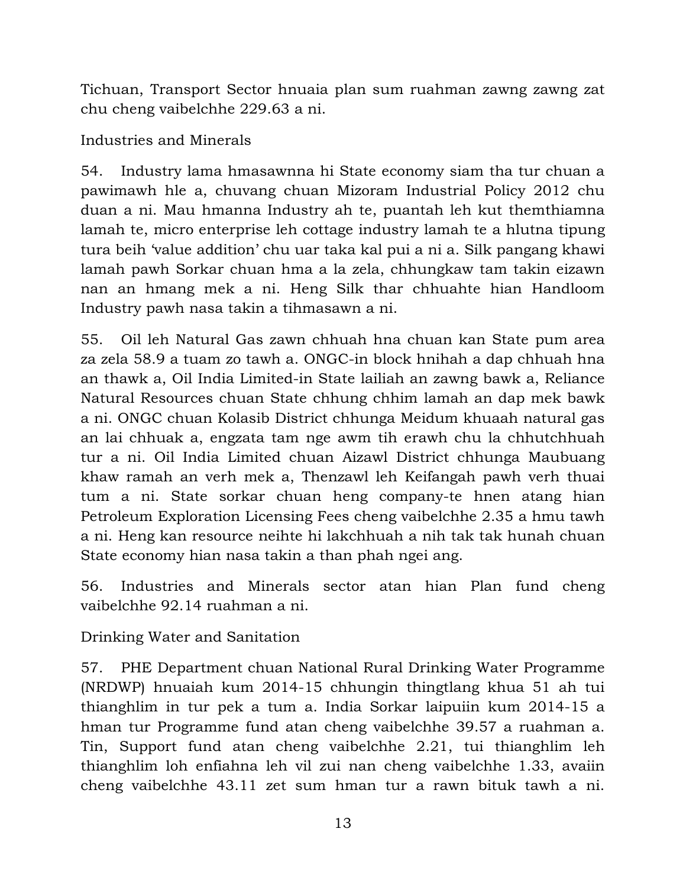Tichuan, Transport Sector hnuaia plan sum ruahman zawng zawng zat chu cheng vaibelchhe 229.63 a ni.

## Industries and Minerals

54. Industry lama hmasawnna hi State economy siam tha tur chuan a pawimawh hle a, chuvang chuan Mizoram Industrial Policy 2012 chu duan a ni. Mau hmanna Industry ah te, puantah leh kut themthiamna lamah te, micro enterprise leh cottage industry lamah te a hlutna tipung tura beih 'value addition' chu uar taka kal pui a ni a. Silk pangang khawi lamah pawh Sorkar chuan hma a la zela, chhungkaw tam takin eizawn nan an hmang mek a ni. Heng Silk thar chhuahte hian Handloom Industry pawh nasa takin a tihmasawn a ni.

55. Oil leh Natural Gas zawn chhuah hna chuan kan State pum area za zela 58.9 a tuam zo tawh a. ONGC-in block hnihah a dap chhuah hna an thawk a, Oil India Limited-in State lailiah an zawng bawk a, Reliance Natural Resources chuan State chhung chhim lamah an dap mek bawk a ni. ONGC chuan Kolasib District chhunga Meidum khuaah natural gas an lai chhuak a, engzata tam nge awm tih erawh chu la chhutchhuah tur a ni. Oil India Limited chuan Aizawl District chhunga Maubuang khaw ramah an verh mek a, Thenzawl leh Keifangah pawh verh thuai tum a ni. State sorkar chuan heng company-te hnen atang hian Petroleum Exploration Licensing Fees cheng vaibelchhe 2.35 a hmu tawh a ni. Heng kan resource neihte hi lakchhuah a nih tak tak hunah chuan State economy hian nasa takin a than phah ngei ang.

56. Industries and Minerals sector atan hian Plan fund cheng vaibelchhe 92.14 ruahman a ni.

## Drinking Water and Sanitation

57. PHE Department chuan National Rural Drinking Water Programme (NRDWP) hnuaiah kum 2014-15 chhungin thingtlang khua 51 ah tui thianghlim in tur pek a tum a. India Sorkar laipuiin kum 2014-15 a hman tur Programme fund atan cheng vaibelchhe 39.57 a ruahman a. Tin, Support fund atan cheng vaibelchhe 2.21, tui thianghlim leh thianghlim loh enfiahna leh vil zui nan cheng vaibelchhe 1.33, avaiin cheng vaibelchhe 43.11 zet sum hman tur a rawn bituk tawh a ni.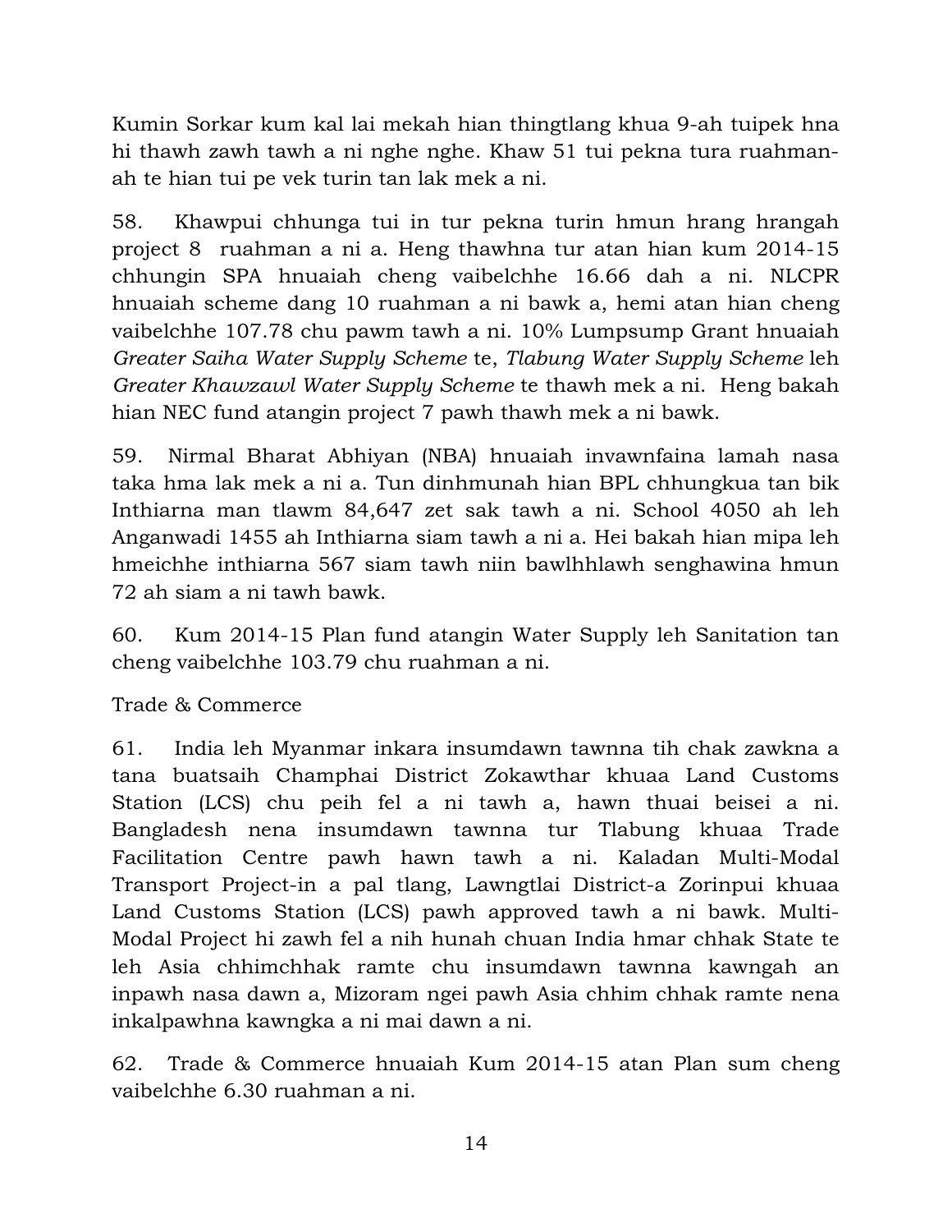Kumin Sorkar kum kal lai mekah hian thingtlang khua 9-ah tuipek hna hi thawh zawh tawh a ni nghe nghe. Khaw 51 tui pekna tura ruahman-ah te hian tui pe vek turin tan lak mek a ni.

58. Khawpui chhunga tui in tur pekna turin hmun hrang hrangah project 8 ruahman a ni a. Heng thawhna tur atan hian kum 2014-15 chhungin SPA hnuaiah cheng vaibelchhe 16.66 dah a ni. NLCPR hnuaiah scheme dang 10 ruahman a ni bawk a, hemi atan hian cheng vaibelchhe 107.78 chu pawm tawh a ni. 10% Lumpsump Grant hnuaiah *Greater Saiha Water Supply Scheme* te, *Tlabung Water Supply Scheme* leh *Greater Khawzawl Water Supply Scheme* te thawh mek a ni. Heng bakah hian NEC fund atangin project 7 pawh thawh mek a ni bawk.

59. Nirmal Bharat Abhiyan (NBA) hnuaiah invawnfaina lamah nasa taka hma lak mek a ni a. Tun dinhmunah hian BPL chhungkua tan bik Inthiarna man tlawm 84,647 zet sak tawh a ni. School 4050 ah leh Anganwadi 1455 ah Inthiarna siam tawh a ni a. Hei bakah hian mipa leh hmeichhe inthiarna 567 siam tawh niin bawlhhlawh senghawina hmun 72 ah siam a ni tawh bawk.

60. Kum 2014-15 Plan fund atangin Water Supply leh Sanitation tan cheng vaibelchhe 103.79 chu ruahman a ni.

Trade & Commerce

61. India leh Myanmar inkara insumdawn tawnna tih chak zawkna a tana buatsaih Champhai District Zokawthar khuaa Land Customs Station (LCS) chu peih fel a ni tawh a, hawn thuai beisei a ni. Bangladesh nena insumdawn tawnna tur Tlabung khuaa Trade Facilitation Centre pawh hawn tawh a ni. Kaladan Multi-Modal Transport Project-in a pal tlang, Lawngtlai District-a Zorinpui khuaa Land Customs Station (LCS) pawh approved tawh a ni bawk. Multi-Modal Project hi zawh fel a nih hunah chuan India hmar chhak State te leh Asia chhimchhak ramte chu insumdawn tawnna kawngah an inpawh nasa dawn a, Mizoram ngei pawh Asia chhim chhak ramte nena inkalpawhna kawngka a ni mai dawn a ni.

62. Trade & Commerce hnuaiah Kum 2014-15 atan Plan sum cheng vaibelchhe 6.30 ruahman a ni.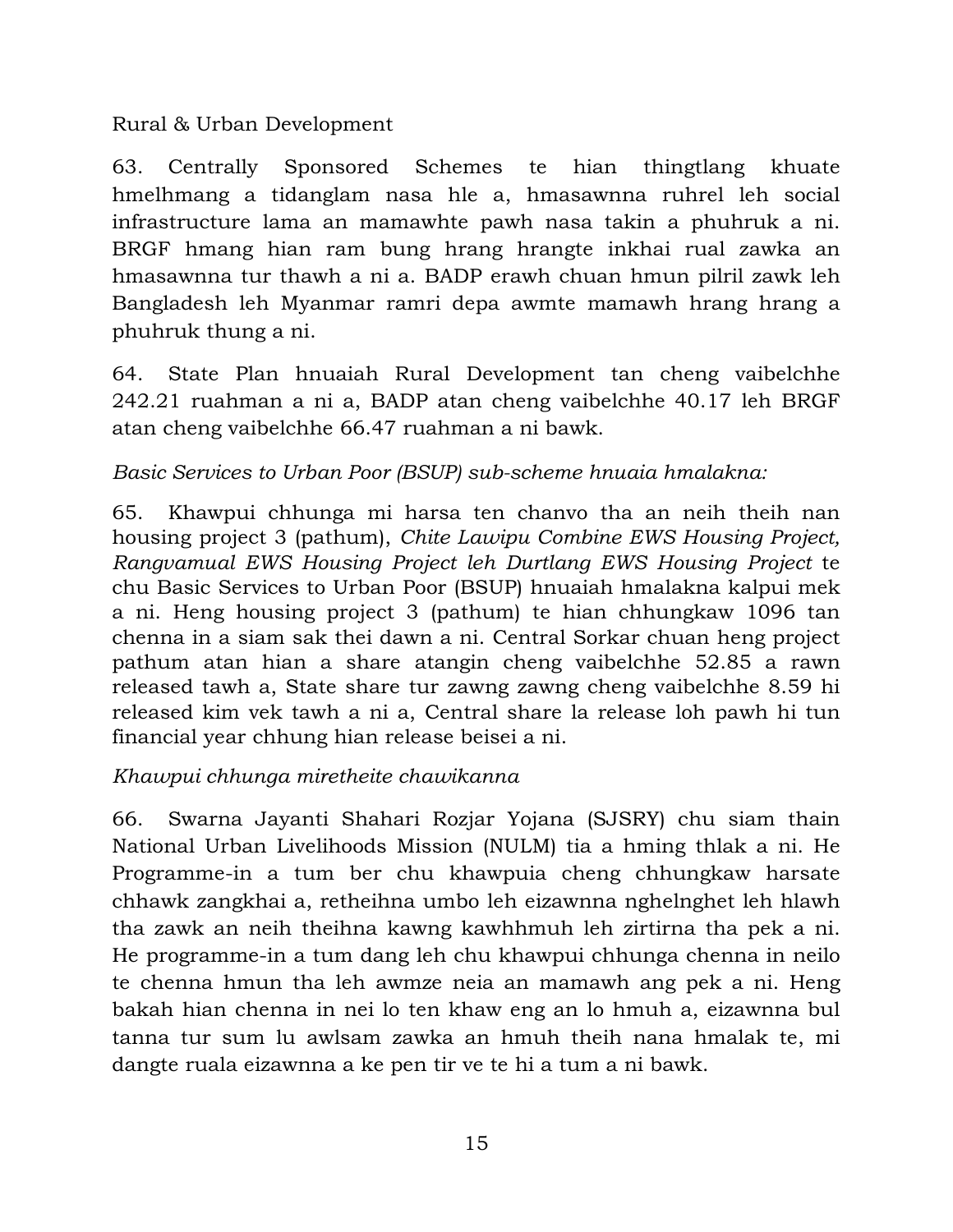Rural & Urban Development

63. Centrally Sponsored Schemes te hian thingtlang khuate hmelhmang a tidanglam nasa hle a, hmasawnna ruhrel leh social infrastructure lama an mamawhte pawh nasa takin a phuhruk a ni. BRGF hmang hian ram bung hrang hrangte inkhai rual zawka an hmasawnna tur thawh a ni a. BADP erawh chuan hmun pilril zawk leh Bangladesh leh Myanmar ramri depa awmte mamawh hrang hrang a phuhruk thung a ni.

64. State Plan hnuaiah Rural Development tan cheng vaibelchhe 242.21 ruahman a ni a, BADP atan cheng vaibelchhe 40.17 leh BRGF atan cheng vaibelchhe 66.47 ruahman a ni bawk.

*Basic Services to Urban Poor (BSUP) sub-scheme hnuaia hmalakna:*

65. Khawpui chhunga mi harsa ten chanvo tha an neih theih nan housing project 3 (pathum), *Chite Lawipu Combine EWS Housing Project, Rangvamual EWS Housing Project leh Durtlang EWS Housing Project* te chu Basic Services to Urban Poor (BSUP) hnuaiah hmalakna kalpui mek a ni. Heng housing project 3 (pathum) te hian chhungkaw 1096 tan chenna in a siam sak thei dawn a ni. Central Sorkar chuan heng project pathum atan hian a share atangin cheng vaibelchhe 52.85 a rawn released tawh a, State share tur zawng zawng cheng vaibelchhe 8.59 hi released kim vek tawh a ni a, Central share la release loh pawh hi tun financial year chhung hian release beisei a ni.

*Khawpui chhunga miretheite chawikanna*

66. Swarna Jayanti Shahari Rozjar Yojana (SJSRY) chu siam thain National Urban Livelihoods Mission (NULM) tia a hming thlak a ni. He Programme-in a tum ber chu khawpuia cheng chhungkaw harsate chhawk zangkhai a, retheihna umbo leh eizawnna nghelnghet leh hlawh tha zawk an neih theihna kawng kawhhmuh leh zirtirna tha pek a ni. He programme-in a tum dang leh chu khawpui chhunga chenna in neilo te chenna hmun tha leh awmze neia an mamawh ang pek a ni. Heng bakah hian chenna in nei lo ten khaw eng an lo hmuh a, eizawnna bul tanna tur sum lu awlsam zawka an hmuh theih nana hmalak te, mi dangte ruala eizawnna a ke pen tir ve te hi a tum a ni bawk.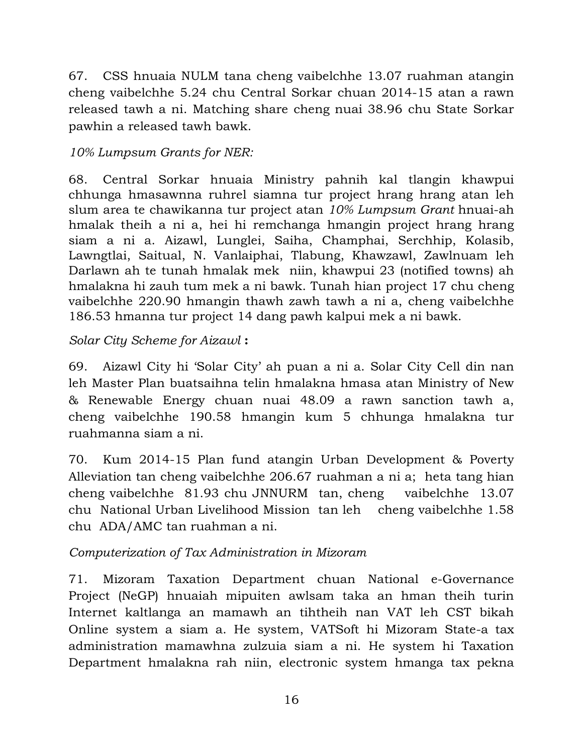67. CSS hnuaia NULM tana cheng vaibelchhe 13.07 ruahman atangin cheng vaibelchhe 5.24 chu Central Sorkar chuan 2014-15 atan a rawn released tawh a ni. Matching share cheng nuai 38.96 chu State Sorkar pawhin a released tawh bawk.

*10% Lumpsum Grants for NER:*

68. Central Sorkar hnuaia Ministry pahnih kal tlangin khawpui chhunga hmasawnna ruhrel siamna tur project hrang hrang atan leh slum area te chawikanna tur project atan *10% Lumpsum Grant* hnuai-ah hmalak theih a ni a, hei hi remchanga hmangin project hrang hrang siam a ni a. Aizawl, Lunglei, Saiha, Champhai, Serchhip, Kolasib, Lawngtlai, Saitual, N. Vanlaiphai, Tlabung, Khawzawl, Zawlnuam leh Darlawn ah te tunah hmalak mek niin, khawpui 23 (notified towns) ah hmalakna hi zauh tum mek a ni bawk. Tunah hian project 17 chu cheng vaibelchhe 220.90 hmangin thawh zawh tawh a ni a, cheng vaibelchhe 186.53 hmanna tur project 14 dang pawh kalpui mek a ni bawk.

*Solar City Scheme for Aizawl* **:**

69. Aizawl City hi 'Solar City' ah puan a ni a. Solar City Cell din nan leh Master Plan buatsaihna telin hmalakna hmasa atan Ministry of New & Renewable Energy chuan nuai 48.09 a rawn sanction tawh a, cheng vaibelchhe 190.58 hmangin kum 5 chhunga hmalakna tur ruahmanna siam a ni.

70. Kum 2014-15 Plan fund atangin Urban Development & Poverty Alleviation tan cheng vaibelchhe 206.67 ruahman a ni a; heta tang hian cheng vaibelchhe 81.93 chu JNNURM tan, cheng vaibelchhe 13.07 chu National Urban Livelihood Mission tan leh cheng vaibelchhe 1.58 chu ADA/AMC tan ruahman a ni.

*Computerization of Tax Administration in Mizoram*

71. Mizoram Taxation Department chuan National e-Governance Project (NeGP) hnuaiah mipuiten awlsam taka an hman theih turin Internet kaltlanga an mamawh an tihtheih nan VAT leh CST bikah Online system a siam a. He system, VATSoft hi Mizoram State-a tax administration mamawhna zulzuia siam a ni. He system hi Taxation Department hmalakna rah niin, electronic system hmanga tax pekna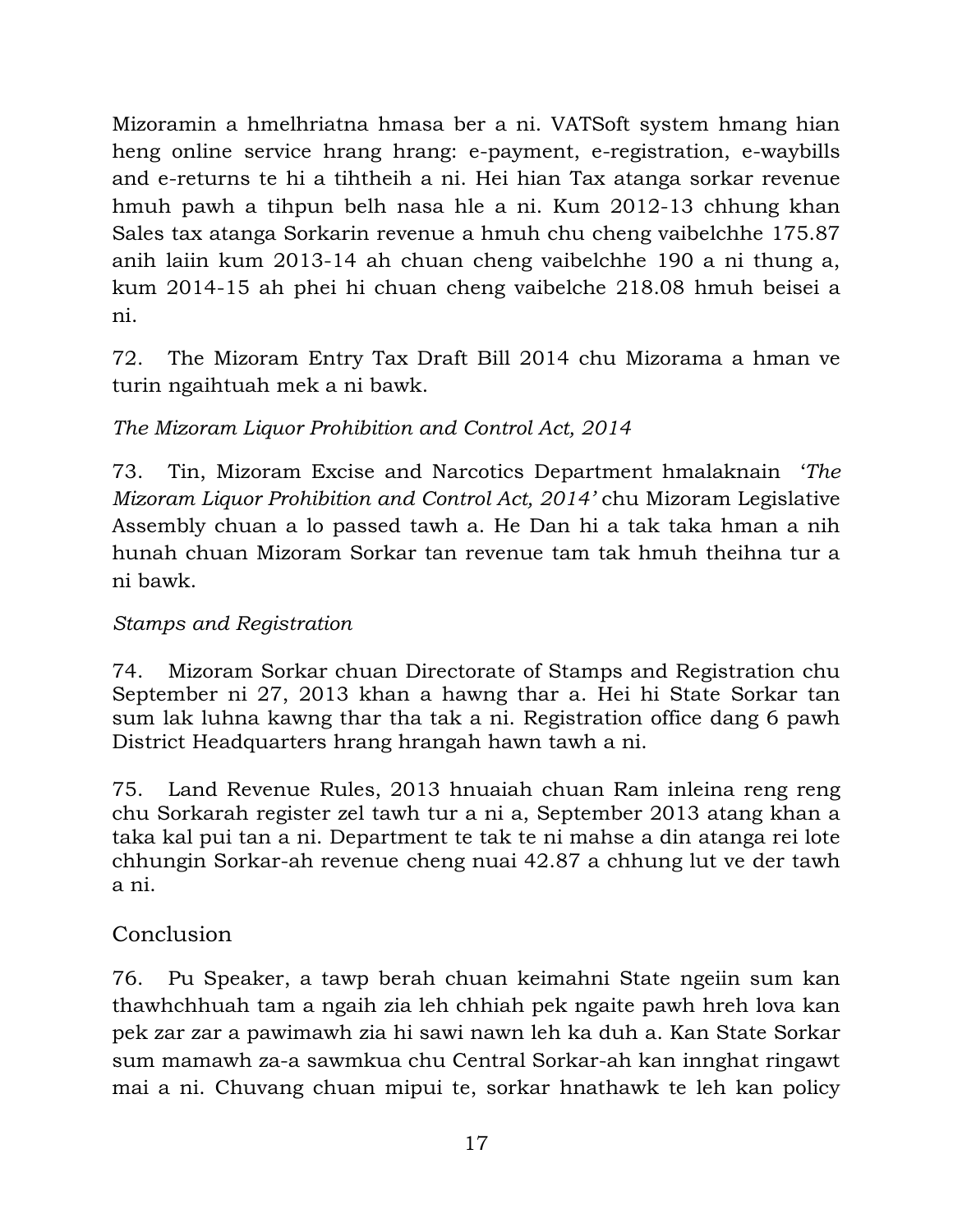Mizoramin a hmelhriatna hmasa ber a ni. VATSoft system hmang hian heng online service hrang hrang: e-payment, e-registration, e-waybills and e-returns te hi a tihtheih a ni. Hei hian Tax atanga sorkar revenue hmuh pawh a tihpun belh nasa hle a ni. Kum 2012-13 chhung khan Sales tax atanga Sorkarin revenue a hmuh chu cheng vaibelchhe 175.87 anih laiin kum 2013-14 ah chuan cheng vaibelchhe 190 a ni thung a, kum 2014-15 ah phei hi chuan cheng vaibelche 218.08 hmuh beisei a ni.

72. The Mizoram Entry Tax Draft Bill 2014 chu Mizorama a hman ve turin ngaihtuah mek a ni bawk.

*The Mizoram Liquor Prohibition and Control Act, 2014*

73. Tin, Mizoram Excise and Narcotics Department hmalaknain *'The Mizoram Liquor Prohibition and Control Act, 2014'* chu Mizoram Legislative Assembly chuan a lo passed tawh a. He Dan hi a tak taka hman a nih hunah chuan Mizoram Sorkar tan revenue tam tak hmuh theihna tur a ni bawk.

*Stamps and Registration*

74. Mizoram Sorkar chuan Directorate of Stamps and Registration chu September ni 27, 2013 khan a hawng thar a. Hei hi State Sorkar tan sum lak luhna kawng thar tha tak a ni. Registration office dang 6 pawh District Headquarters hrang hrangah hawn tawh a ni.

75. Land Revenue Rules, 2013 hnuaiah chuan Ram inleina reng reng chu Sorkarah register zel tawh tur a ni a, September 2013 atang khan a taka kal pui tan a ni. Department te tak te ni mahse a din atanga rei lote chhungin Sorkar-ah revenue cheng nuai 42.87 a chhung lut ve der tawh a ni.

## Conclusion

76. Pu Speaker, a tawp berah chuan keimahni State ngeiin sum kan thawhchhuah tam a ngaih zia leh chhiah pek ngaite pawh hreh lova kan pek zar zar a pawimawh zia hi sawi nawn leh ka duh a. Kan State Sorkar sum mamawh za-a sawmkua chu Central Sorkar-ah kan innghat ringawt mai a ni. Chuvang chuan mipui te, sorkar hnathawk te leh kan policy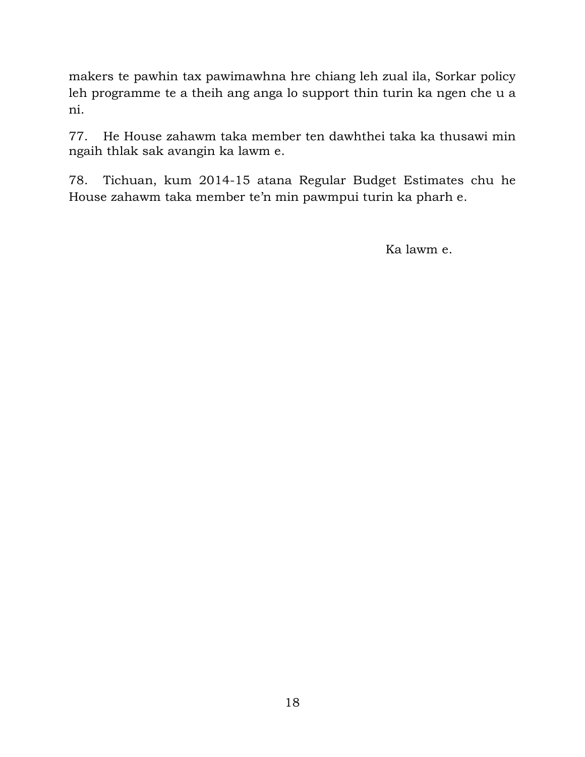makers te pawhin tax pawimawhna hre chiang leh zual ila, Sorkar policy leh programme te a theih ang anga lo support thin turin ka ngen che u a ni.

77. He House zahawm taka member ten dawhthei taka ka thusawi min ngaih thlak sak avangin ka lawm e.

78. Tichuan, kum 2014-15 atana Regular Budget Estimates chu he House zahawm taka member te'n min pawmpui turin ka pharh e.

Ka lawm e.